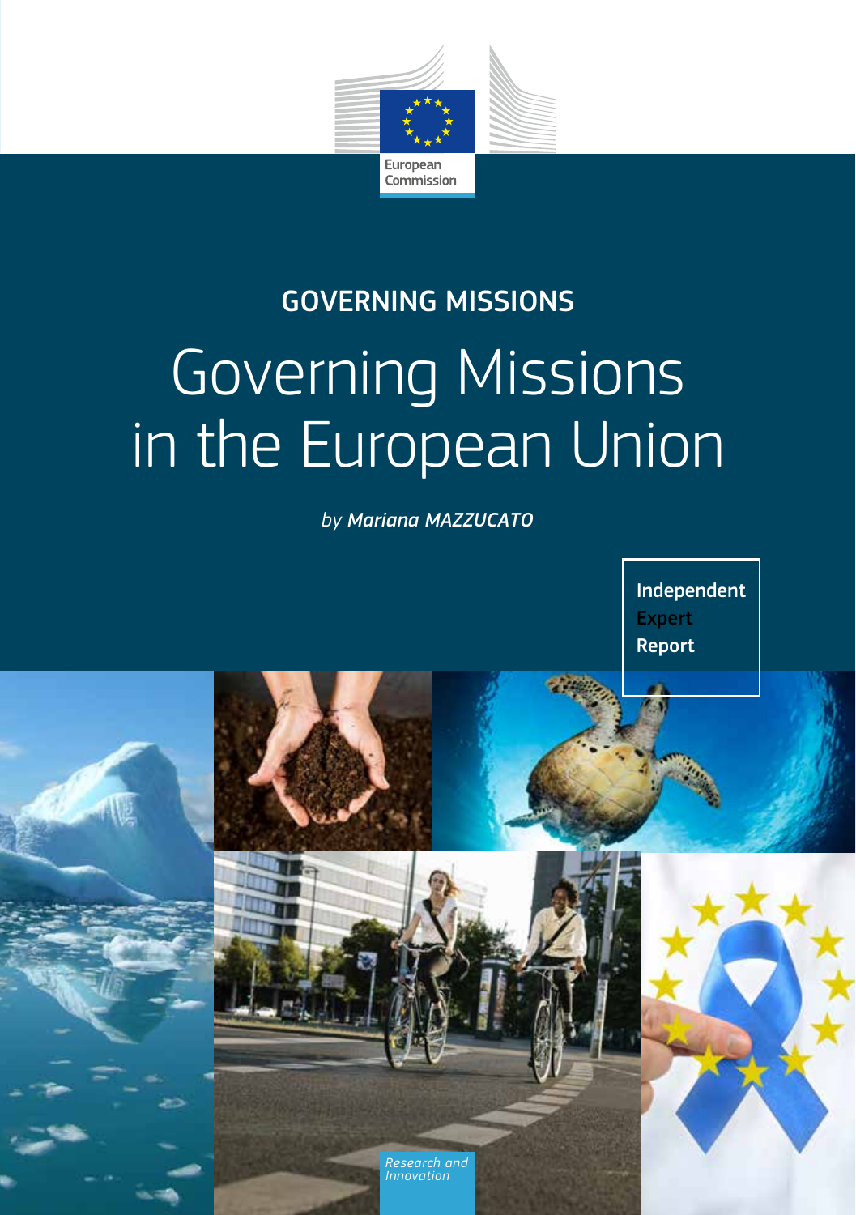European Commission

GOVERNING MISSIONS

# Governing Missions in the European Union

*by **Mariana MAZZUCATO***

Independent Expert Report

*Research and Innovation*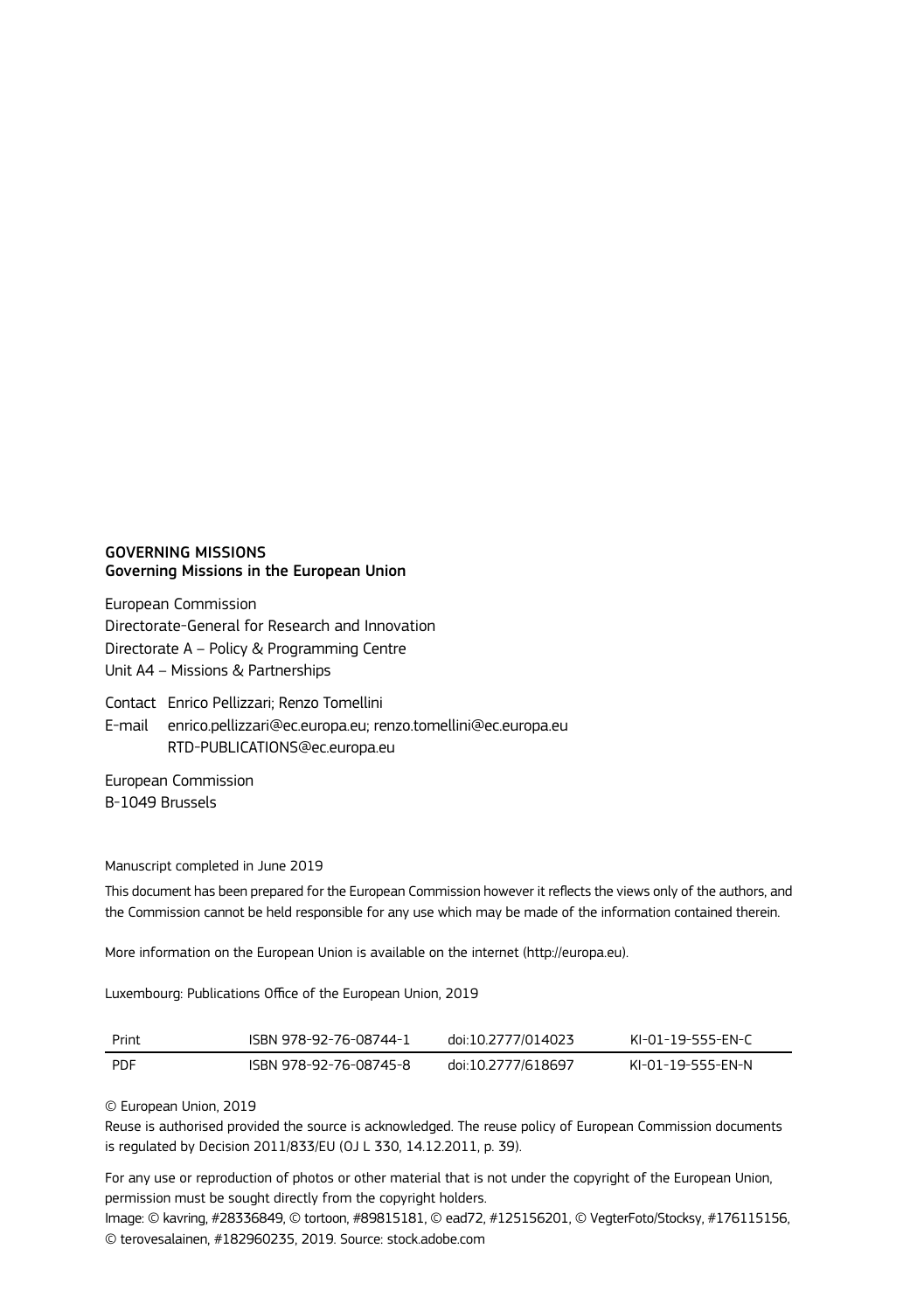**GOVERNING MISSIONS**
**Governing Missions in the European Union**

European Commission
Directorate-General for Research and Innovation
Directorate A – Policy & Programming Centre
Unit A4 – Missions & Partnerships

Contact Enrico Pellizzari; Renzo Tomellini
E-mail enrico.pellizzari@ec.europa.eu; renzo.tomellini@ec.europa.eu
RTD-PUBLICATIONS@ec.europa.eu

European Commission
B-1049 Brussels

Manuscript completed in June 2019

This document has been prepared for the European Commission however it reflects the views only of the authors, and the Commission cannot be held responsible for any use which may be made of the information contained therein.

More information on the European Union is available on the internet (http://europa.eu).

Luxembourg: Publications Office of the European Union, 2019

| Print | ISBN 978-92-76-08744-1 | doi:10.2777/014023 | KI-01-19-555-EN-C |
|---|---|---|---|
| PDF | ISBN 978-92-76-08745-8 | doi:10.2777/618697 | KI-01-19-555-EN-N |

© European Union, 2019
Reuse is authorised provided the source is acknowledged. The reuse policy of European Commission documents is regulated by Decision 2011/833/EU (OJ L 330, 14.12.2011, p. 39).

For any use or reproduction of photos or other material that is not under the copyright of the European Union, permission must be sought directly from the copyright holders.
Image: © kavring, #28336849, © tortoon, #89815181, © ead72, #125156201, © VegterFoto/Stocksy, #176115156, © terovesalainen, #182960235, 2019. Source: stock.adobe.com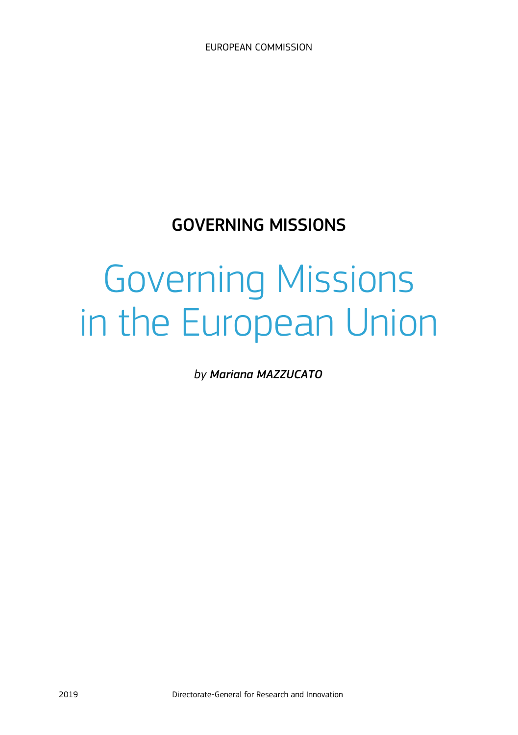EUROPEAN COMMISSION

**GOVERNING MISSIONS**

# Governing Missions in the European Union

*by* ***Mariana MAZZUCATO***

2019 Directorate-General for Research and Innovation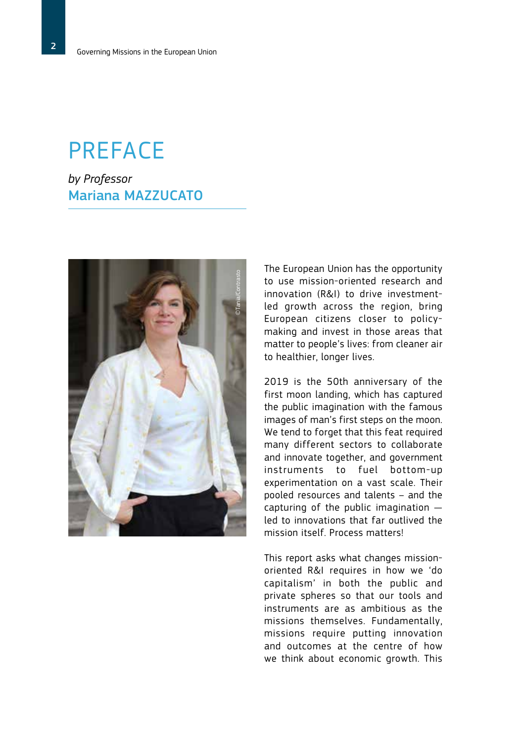# PREFACE

*by Professor*
**Mariana MAZZUCATO**

The European Union has the opportunity to use mission-oriented research and innovation (R&I) to drive investment-led growth across the region, bring European citizens closer to policy-making and invest in those areas that matter to people's lives: from cleaner air to healthier, longer lives.

2019 is the 50th anniversary of the first moon landing, which has captured the public imagination with the famous images of man's first steps on the moon. We tend to forget that this feat required many different sectors to collaborate and innovate together, and government instruments to fuel bottom-up experimentation on a vast scale. Their pooled resources and talents – and the capturing of the public imagination — led to innovations that far outlived the mission itself. Process matters!

This report asks what changes mission-oriented R&I requires in how we 'do capitalism' in both the public and private spheres so that our tools and instruments are as ambitious as the missions themselves. Fundamentally, missions require putting innovation and outcomes at the centre of how we think about economic growth. This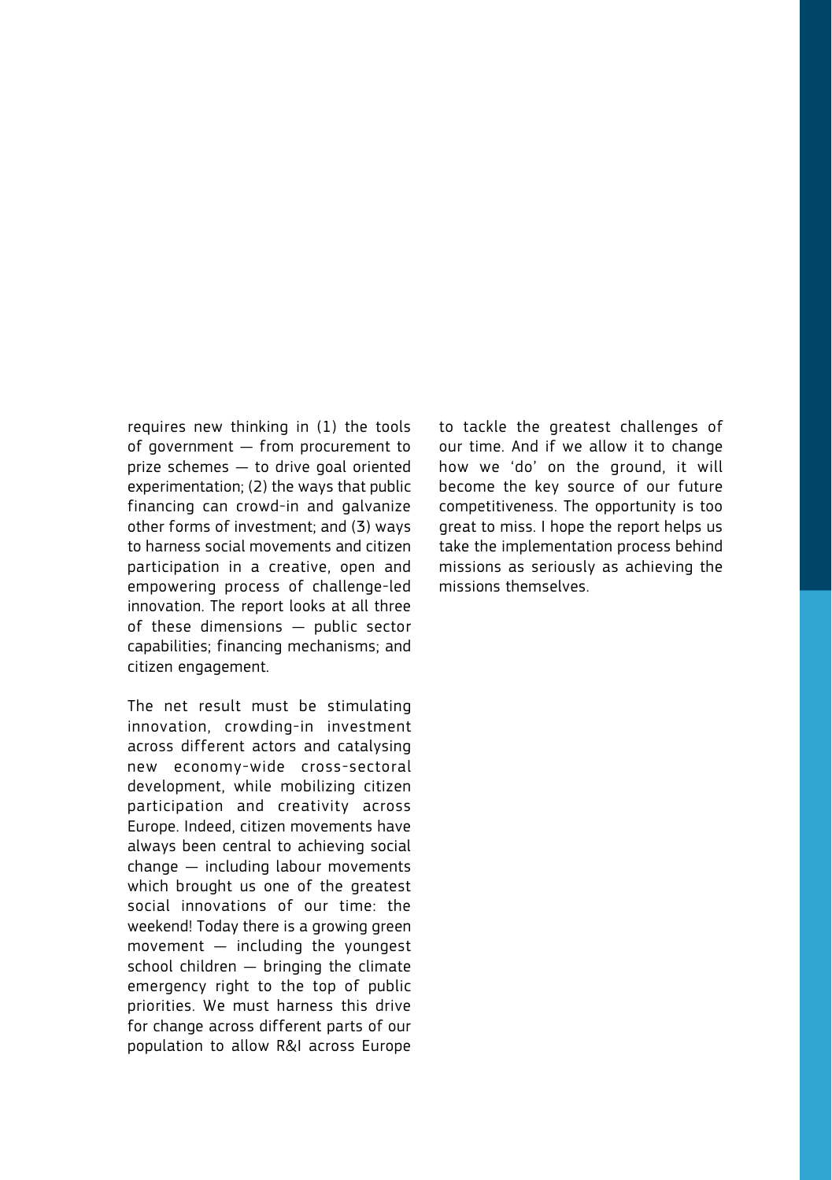requires new thinking in (1) the tools of government — from procurement to prize schemes — to drive goal oriented experimentation; (2) the ways that public financing can crowd-in and galvanize other forms of investment; and (3) ways to harness social movements and citizen participation in a creative, open and empowering process of challenge-led innovation. The report looks at all three of these dimensions — public sector capabilities; financing mechanisms; and citizen engagement.

The net result must be stimulating innovation, crowding-in investment across different actors and catalysing new economy-wide cross-sectoral development, while mobilizing citizen participation and creativity across Europe. Indeed, citizen movements have always been central to achieving social change — including labour movements which brought us one of the greatest social innovations of our time: the weekend! Today there is a growing green movement — including the youngest school children — bringing the climate emergency right to the top of public priorities. We must harness this drive for change across different parts of our population to allow R&I across Europe to tackle the greatest challenges of our time. And if we allow it to change how we 'do' on the ground, it will become the key source of our future competitiveness. The opportunity is too great to miss. I hope the report helps us take the implementation process behind missions as seriously as achieving the missions themselves.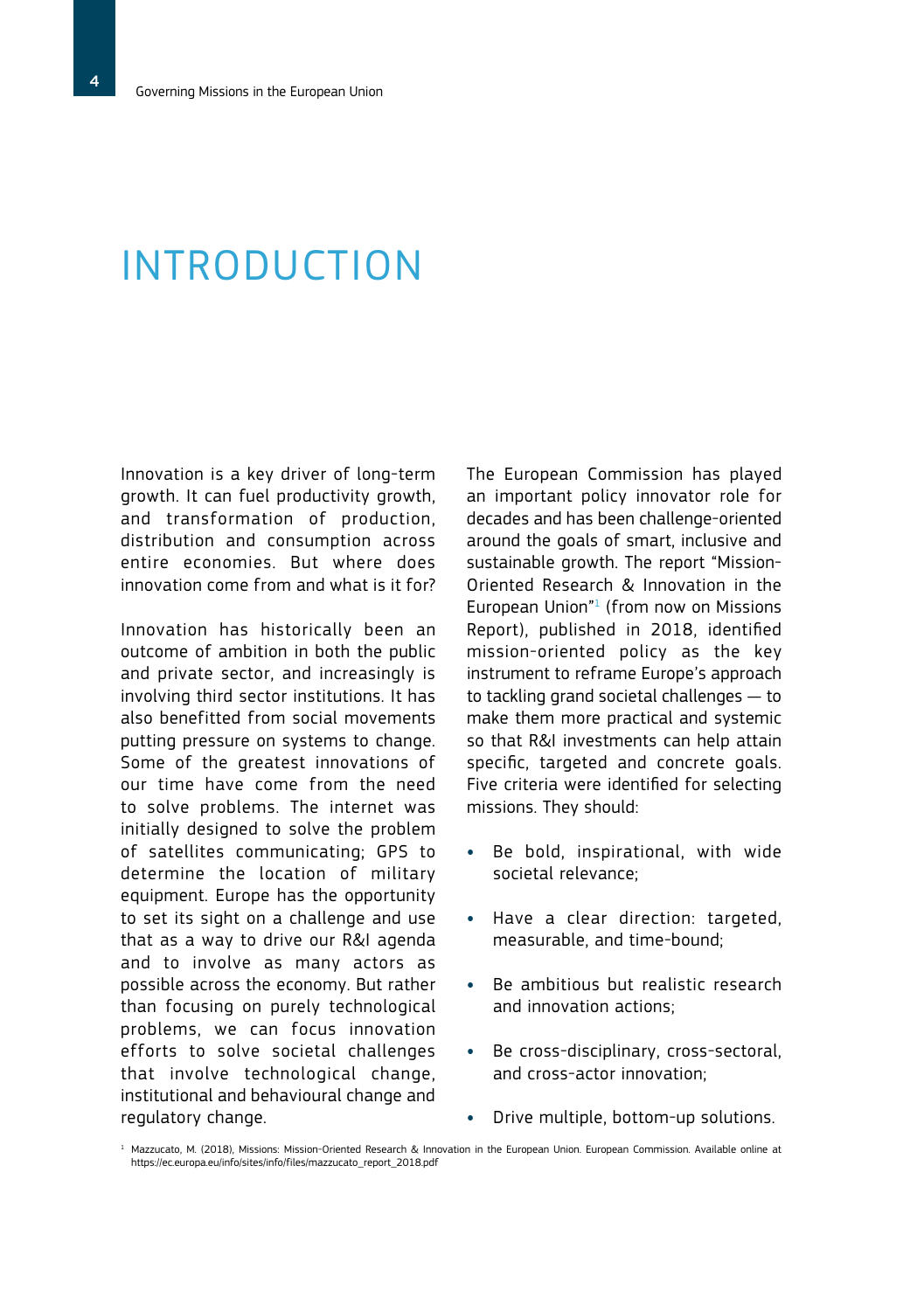# INTRODUCTION

Innovation is a key driver of long-term growth. It can fuel productivity growth, and transformation of production, distribution and consumption across entire economies. But where does innovation come from and what is it for?

Innovation has historically been an outcome of ambition in both the public and private sector, and increasingly is involving third sector institutions. It has also benefitted from social movements putting pressure on systems to change. Some of the greatest innovations of our time have come from the need to solve problems. The internet was initially designed to solve the problem of satellites communicating; GPS to determine the location of military equipment. Europe has the opportunity to set its sight on a challenge and use that as a way to drive our R&I agenda and to involve as many actors as possible across the economy. But rather than focusing on purely technological problems, we can focus innovation efforts to solve societal challenges that involve technological change, institutional and behavioural change and regulatory change.

The European Commission has played an important policy innovator role for decades and has been challenge-oriented around the goals of smart, inclusive and sustainable growth. The report "Mission-Oriented Research & Innovation in the European Union"[1] (from now on Missions Report), published in 2018, identified mission-oriented policy as the key instrument to reframe Europe's approach to tackling grand societal challenges — to make them more practical and systemic so that R&I investments can help attain specific, targeted and concrete goals. Five criteria were identified for selecting missions. They should:

- Be bold, inspirational, with wide societal relevance;
- Have a clear direction: targeted, measurable, and time-bound;
- Be ambitious but realistic research and innovation actions;
- Be cross-disciplinary, cross-sectoral, and cross-actor innovation;
- Drive multiple, bottom-up solutions.

[1] Mazzucato, M. (2018), Missions: Mission-Oriented Research & Innovation in the European Union. European Commission. Available online at https://ec.europa.eu/info/sites/info/files/mazzucato_report_2018.pdf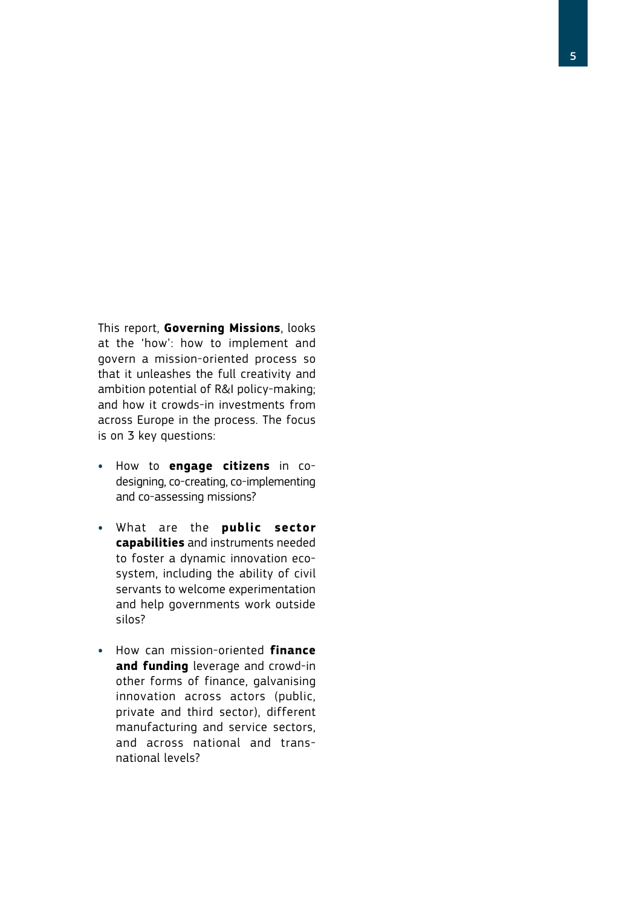This report, **Governing Missions**, looks at the 'how': how to implement and govern a mission-oriented process so that it unleashes the full creativity and ambition potential of R&I policy-making; and how it crowds-in investments from across Europe in the process. The focus is on 3 key questions:

- How to **engage citizens** in co-designing, co-creating, co-implementing and co-assessing missions?
- What are the **public sector capabilities** and instruments needed to foster a dynamic innovation eco-system, including the ability of civil servants to welcome experimentation and help governments work outside silos?
- How can mission-oriented **finance and funding** leverage and crowd-in other forms of finance, galvanising innovation across actors (public, private and third sector), different manufacturing and service sectors, and across national and trans-national levels?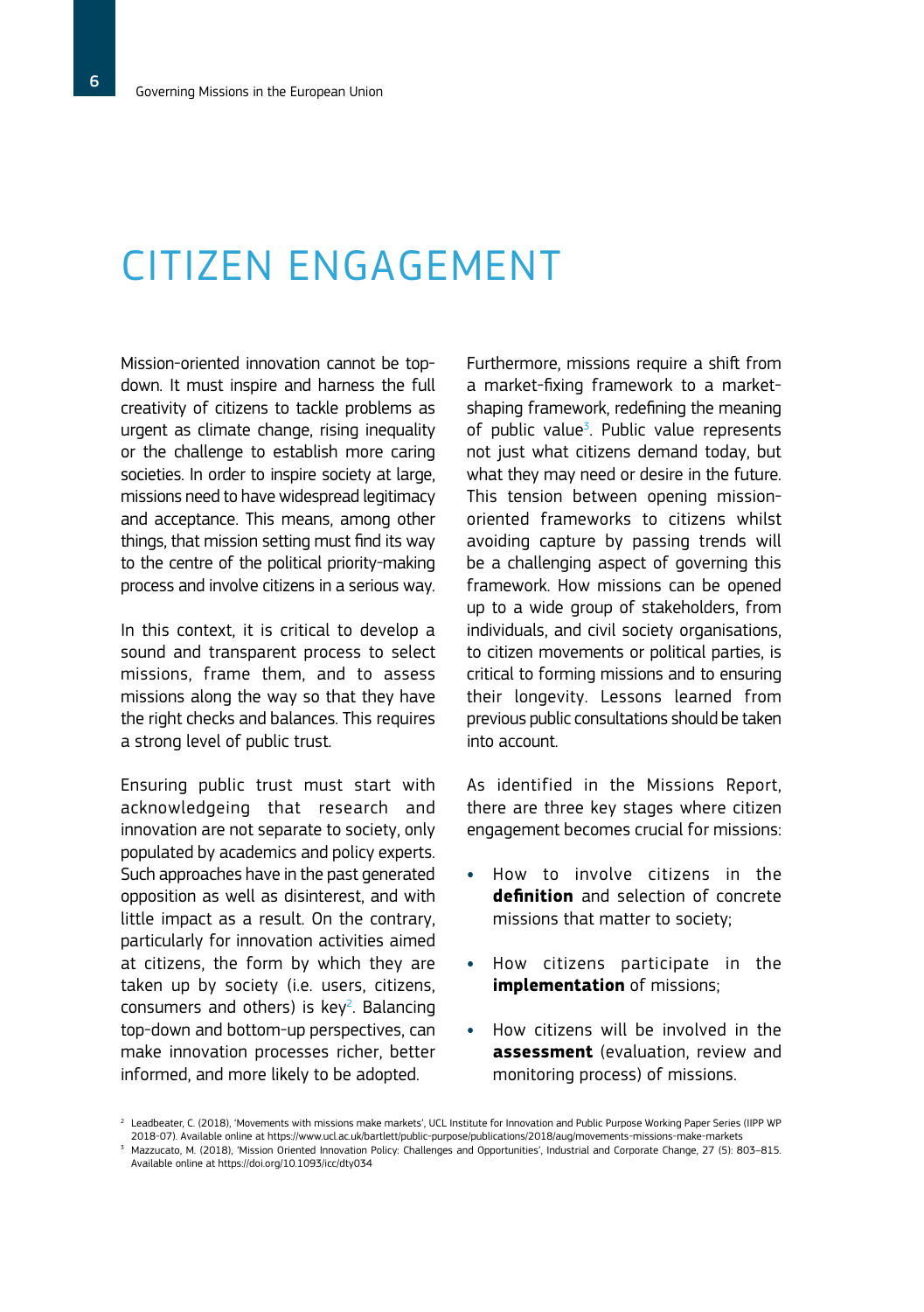# CITIZEN ENGAGEMENT

Mission-oriented innovation cannot be top-down. It must inspire and harness the full creativity of citizens to tackle problems as urgent as climate change, rising inequality or the challenge to establish more caring societies. In order to inspire society at large, missions need to have widespread legitimacy and acceptance. This means, among other things, that mission setting must find its way to the centre of the political priority-making process and involve citizens in a serious way.

In this context, it is critical to develop a sound and transparent process to select missions, frame them, and to assess missions along the way so that they have the right checks and balances. This requires a strong level of public trust.

Ensuring public trust must start with acknowledgeing that research and innovation are not separate to society, only populated by academics and policy experts. Such approaches have in the past generated opposition as well as disinterest, and with little impact as a result. On the contrary, particularly for innovation activities aimed at citizens, the form by which they are taken up by society (i.e. users, citizens, consumers and others) is key[2]. Balancing top-down and bottom-up perspectives, can make innovation processes richer, better informed, and more likely to be adopted.

Furthermore, missions require a shift from a market-fixing framework to a market-shaping framework, redefining the meaning of public value[3]. Public value represents not just what citizens demand today, but what they may need or desire in the future. This tension between opening mission-oriented frameworks to citizens whilst avoiding capture by passing trends will be a challenging aspect of governing this framework. How missions can be opened up to a wide group of stakeholders, from individuals, and civil society organisations, to citizen movements or political parties, is critical to forming missions and to ensuring their longevity. Lessons learned from previous public consultations should be taken into account.

As identified in the Missions Report, there are three key stages where citizen engagement becomes crucial for missions:

- How to involve citizens in the **definition** and selection of concrete missions that matter to society;
- How citizens participate in the **implementation** of missions;
- How citizens will be involved in the **assessment** (evaluation, review and monitoring process) of missions.

[2] Leadbeater, C. (2018), 'Movements with missions make markets', UCL Institute for Innovation and Public Purpose Working Paper Series (IIPP WP 2018-07). Available online at https://www.ucl.ac.uk/bartlett/public-purpose/publications/2018/aug/movements-missions-make-markets

[3] Mazzucato, M. (2018), 'Mission Oriented Innovation Policy: Challenges and Opportunities', Industrial and Corporate Change, 27 (5): 803–815. Available online at https://doi.org/10.1093/icc/dty034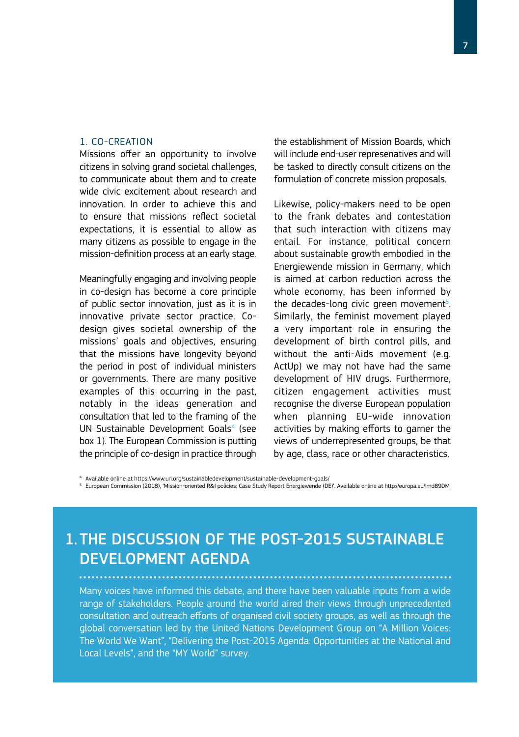### 1. CO-CREATION

Missions offer an opportunity to involve citizens in solving grand societal challenges, to communicate about them and to create wide civic excitement about research and innovation. In order to achieve this and to ensure that missions reflect societal expectations, it is essential to allow as many citizens as possible to engage in the mission-definition process at an early stage.

Meaningfully engaging and involving people in co-design has become a core principle of public sector innovation, just as it is in innovative private sector practice. Co-design gives societal ownership of the missions' goals and objectives, ensuring that the missions have longevity beyond the period in post of individual ministers or governments. There are many positive examples of this occurring in the past, notably in the ideas generation and consultation that led to the framing of the UN Sustainable Development Goals[4] (see box 1). The European Commission is putting the principle of co-design in practice through the establishment of Mission Boards, which will include end-user represenatives and will be tasked to directly consult citizens on the formulation of concrete mission proposals.

Likewise, policy-makers need to be open to the frank debates and contestation that such interaction with citizens may entail. For instance, political concern about sustainable growth embodied in the Energiewende mission in Germany, which is aimed at carbon reduction across the whole economy, has been informed by the decades-long civic green movement[5]. Similarly, the feminist movement played a very important role in ensuring the development of birth control pills, and without the anti-Aids movement (e.g. ActUp) we may not have had the same development of HIV drugs. Furthermore, citizen engagement activities must recognise the diverse European population when planning EU-wide innovation activities by making efforts to garner the views of underrepresented groups, be that by age, class, race or other characteristics.

[4] Available online at https://www.un.org/sustainabledevelopment/sustainable-development-goals/

[5] European Commission (2018), 'Mission-oriented R&I policies: Case Study Report Energiewende (DE)'. Available online at http://europa.eu/!md89DM

## 1. THE DISCUSSION OF THE POST-2015 SUSTAINABLE DEVELOPMENT AGENDA

Many voices have informed this debate, and there have been valuable inputs from a wide range of stakeholders. People around the world aired their views through unprecedented consultation and outreach efforts of organised civil society groups, as well as through the global conversation led by the United Nations Development Group on "A Million Voices: The World We Want", "Delivering the Post-2015 Agenda: Opportunities at the National and Local Levels", and the "MY World" survey.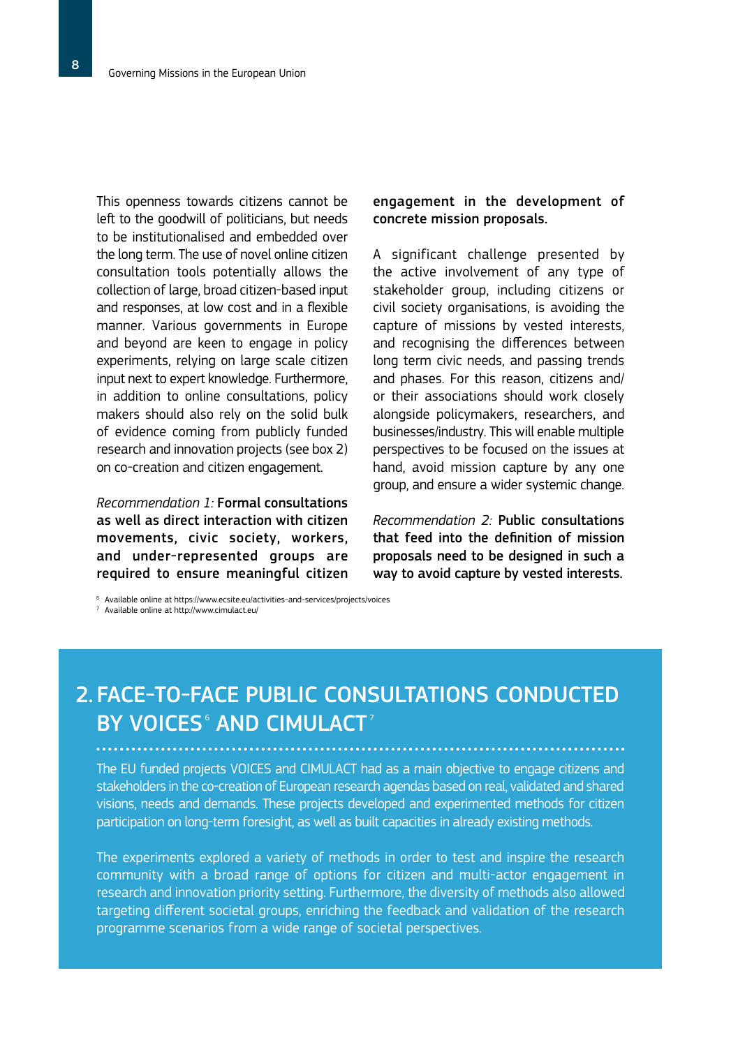This openness towards citizens cannot be left to the goodwill of politicians, but needs to be institutionalised and embedded over the long term. The use of novel online citizen consultation tools potentially allows the collection of large, broad citizen-based input and responses, at low cost and in a flexible manner. Various governments in Europe and beyond are keen to engage in policy experiments, relying on large scale citizen input next to expert knowledge. Furthermore, in addition to online consultations, policy makers should also rely on the solid bulk of evidence coming from publicly funded research and innovation projects (see box 2) on co-creation and citizen engagement.

*Recommendation 1:* **Formal consultations as well as direct interaction with citizen movements, civic society, workers, and under-represented groups are required to ensure meaningful citizen engagement in the development of concrete mission proposals.**

A significant challenge presented by the active involvement of any type of stakeholder group, including citizens or civil society organisations, is avoiding the capture of missions by vested interests, and recognising the differences between long term civic needs, and passing trends and phases. For this reason, citizens and/or their associations should work closely alongside policymakers, researchers, and businesses/industry. This will enable multiple perspectives to be focused on the issues at hand, avoid mission capture by any one group, and ensure a wider systemic change.

*Recommendation 2:* **Public consultations that feed into the definition of mission proposals need to be designed in such a way to avoid capture by vested interests.**

[6] Available online at https://www.ecsite.eu/activities-and-services/projects/voices

[7] Available online at http://www.cimulact.eu/

## 2. FACE-TO-FACE PUBLIC CONSULTATIONS CONDUCTED BY VOICES[6] AND CIMULACT[7]

The EU funded projects VOICES and CIMULACT had as a main objective to engage citizens and stakeholders in the co-creation of European research agendas based on real, validated and shared visions, needs and demands. These projects developed and experimented methods for citizen participation on long-term foresight, as well as built capacities in already existing methods.

The experiments explored a variety of methods in order to test and inspire the research community with a broad range of options for citizen and multi-actor engagement in research and innovation priority setting. Furthermore, the diversity of methods also allowed targeting different societal groups, enriching the feedback and validation of the research programme scenarios from a wide range of societal perspectives.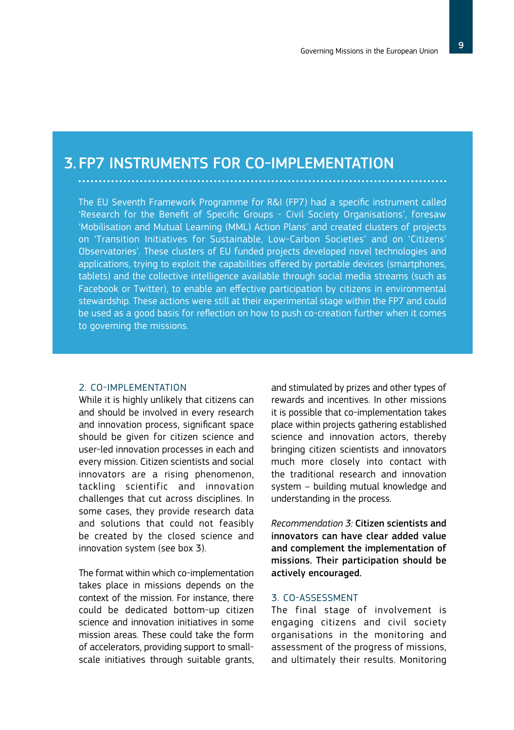## 3. FP7 INSTRUMENTS FOR CO-IMPLEMENTATION

The EU Seventh Framework Programme for R&I (FP7) had a specific instrument called 'Research for the Benefit of Specific Groups - Civil Society Organisations', foresaw 'Mobilisation and Mutual Learning (MML) Action Plans' and created clusters of projects on 'Transition Initiatives for Sustainable, Low-Carbon Societies' and on 'Citizens' Observatories'. These clusters of EU funded projects developed novel technologies and applications, trying to exploit the capabilities offered by portable devices (smartphones, tablets) and the collective intelligence available through social media streams (such as Facebook or Twitter), to enable an effective participation by citizens in environmental stewardship. These actions were still at their experimental stage within the FP7 and could be used as a good basis for reflection on how to push co-creation further when it comes to governing the missions.

### 2. CO-IMPLEMENTATION

While it is highly unlikely that citizens can and should be involved in every research and innovation process, significant space should be given for citizen science and user-led innovation processes in each and every mission. Citizen scientists and social innovators are a rising phenomenon, tackling scientific and innovation challenges that cut across disciplines. In some cases, they provide research data and solutions that could not feasibly be created by the closed science and innovation system (see box 3).

The format within which co-implementation takes place in missions depends on the context of the mission. For instance, there could be dedicated bottom-up citizen science and innovation initiatives in some mission areas. These could take the form of accelerators, providing support to small-scale initiatives through suitable grants, and stimulated by prizes and other types of rewards and incentives. In other missions it is possible that co-implementation takes place within projects gathering established science and innovation actors, thereby bringing citizen scientists and innovators much more closely into contact with the traditional research and innovation system – building mutual knowledge and understanding in the process.

*Recommendation 3:* **Citizen scientists and innovators can have clear added value and complement the implementation of missions. Their participation should be actively encouraged.**

### 3. CO-ASSESSMENT

The final stage of involvement is engaging citizens and civil society organisations in the monitoring and assessment of the progress of missions, and ultimately their results. Monitoring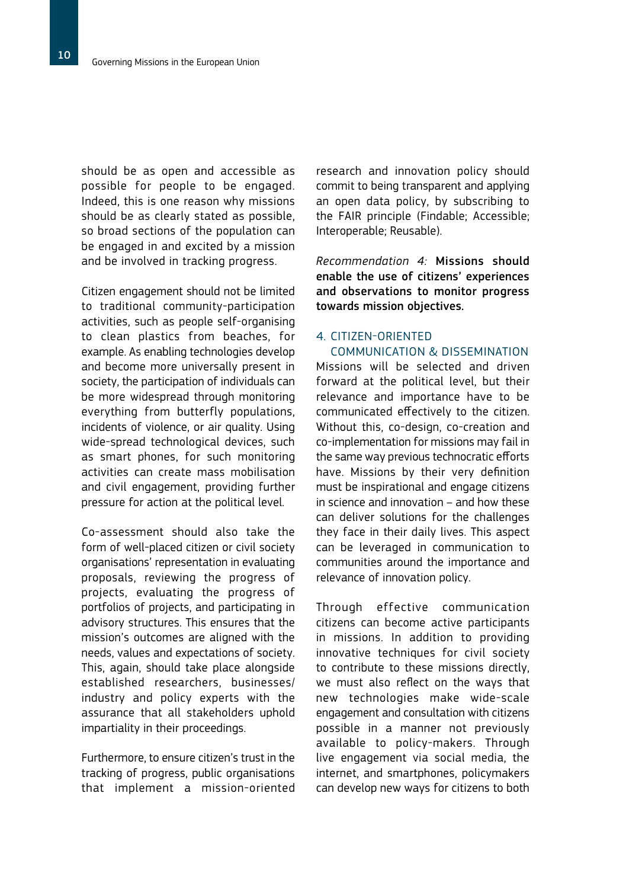should be as open and accessible as possible for people to be engaged. Indeed, this is one reason why missions should be as clearly stated as possible, so broad sections of the population can be engaged in and excited by a mission and be involved in tracking progress.

Citizen engagement should not be limited to traditional community-participation activities, such as people self-organising to clean plastics from beaches, for example. As enabling technologies develop and become more universally present in society, the participation of individuals can be more widespread through monitoring everything from butterfly populations, incidents of violence, or air quality. Using wide-spread technological devices, such as smart phones, for such monitoring activities can create mass mobilisation and civil engagement, providing further pressure for action at the political level.

Co-assessment should also take the form of well-placed citizen or civil society organisations' representation in evaluating proposals, reviewing the progress of projects, evaluating the progress of portfolios of projects, and participating in advisory structures. This ensures that the mission's outcomes are aligned with the needs, values and expectations of society. This, again, should take place alongside established researchers, businesses/industry and policy experts with the assurance that all stakeholders uphold impartiality in their proceedings.

Furthermore, to ensure citizen's trust in the tracking of progress, public organisations that implement a mission-oriented research and innovation policy should commit to being transparent and applying an open data policy, by subscribing to the FAIR principle (Findable; Accessible; Interoperable; Reusable).

*Recommendation 4:* **Missions should enable the use of citizens' experiences and observations to monitor progress towards mission objectives.**

## 4. CITIZEN-ORIENTED COMMUNICATION & DISSEMINATION

Missions will be selected and driven forward at the political level, but their relevance and importance have to be communicated effectively to the citizen. Without this, co-design, co-creation and co-implementation for missions may fail in the same way previous technocratic efforts have. Missions by their very definition must be inspirational and engage citizens in science and innovation – and how these can deliver solutions for the challenges they face in their daily lives. This aspect can be leveraged in communication to communities around the importance and relevance of innovation policy.

Through effective communication citizens can become active participants in missions. In addition to providing innovative techniques for civil society to contribute to these missions directly, we must also reflect on the ways that new technologies make wide-scale engagement and consultation with citizens possible in a manner not previously available to policy-makers. Through live engagement via social media, the internet, and smartphones, policymakers can develop new ways for citizens to both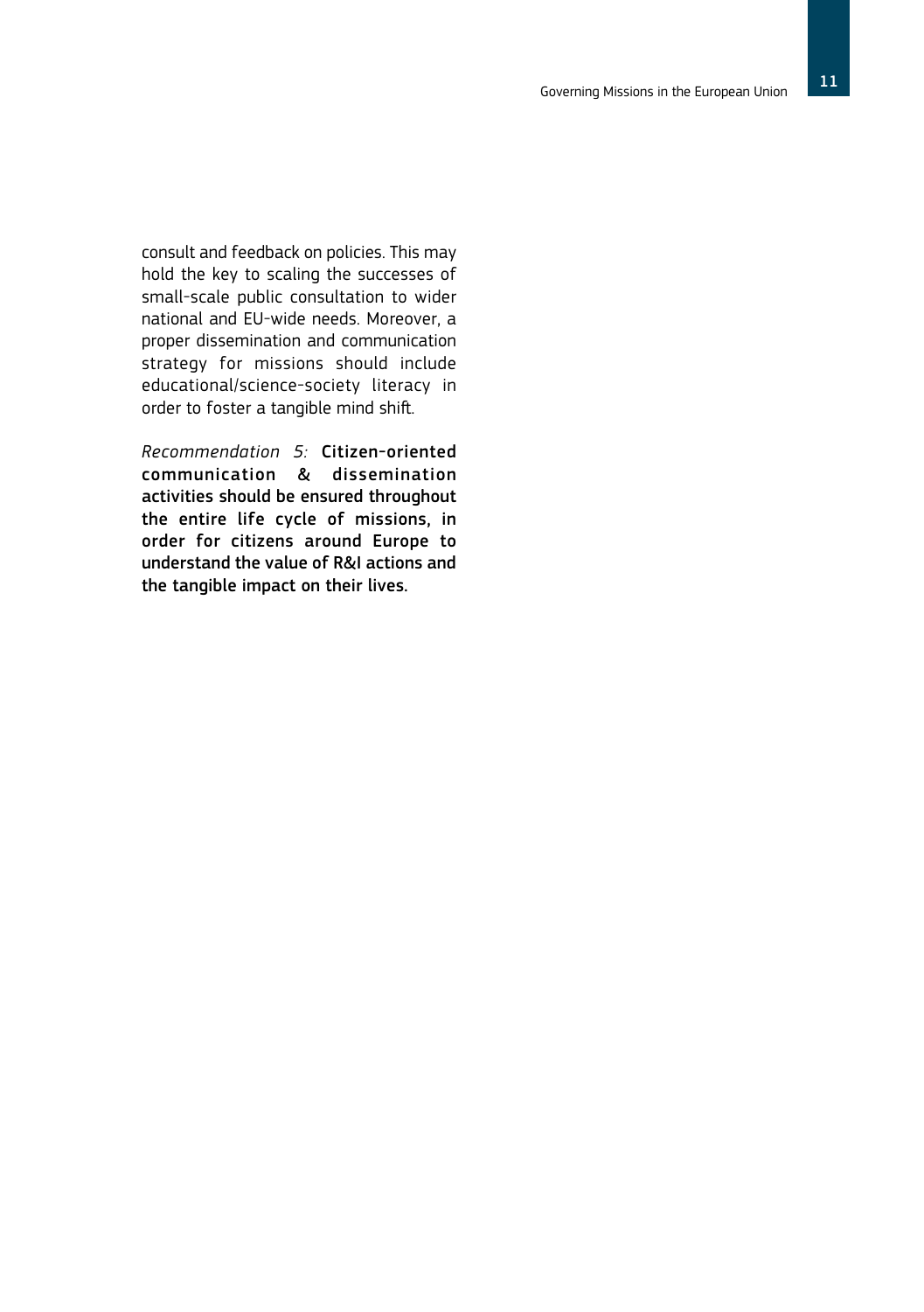consult and feedback on policies. This may hold the key to scaling the successes of small-scale public consultation to wider national and EU-wide needs. Moreover, a proper dissemination and communication strategy for missions should include educational/science-society literacy in order to foster a tangible mind shift.

*Recommendation 5:* **Citizen-oriented communication & dissemination activities should be ensured throughout the entire life cycle of missions, in order for citizens around Europe to understand the value of R&I actions and the tangible impact on their lives.**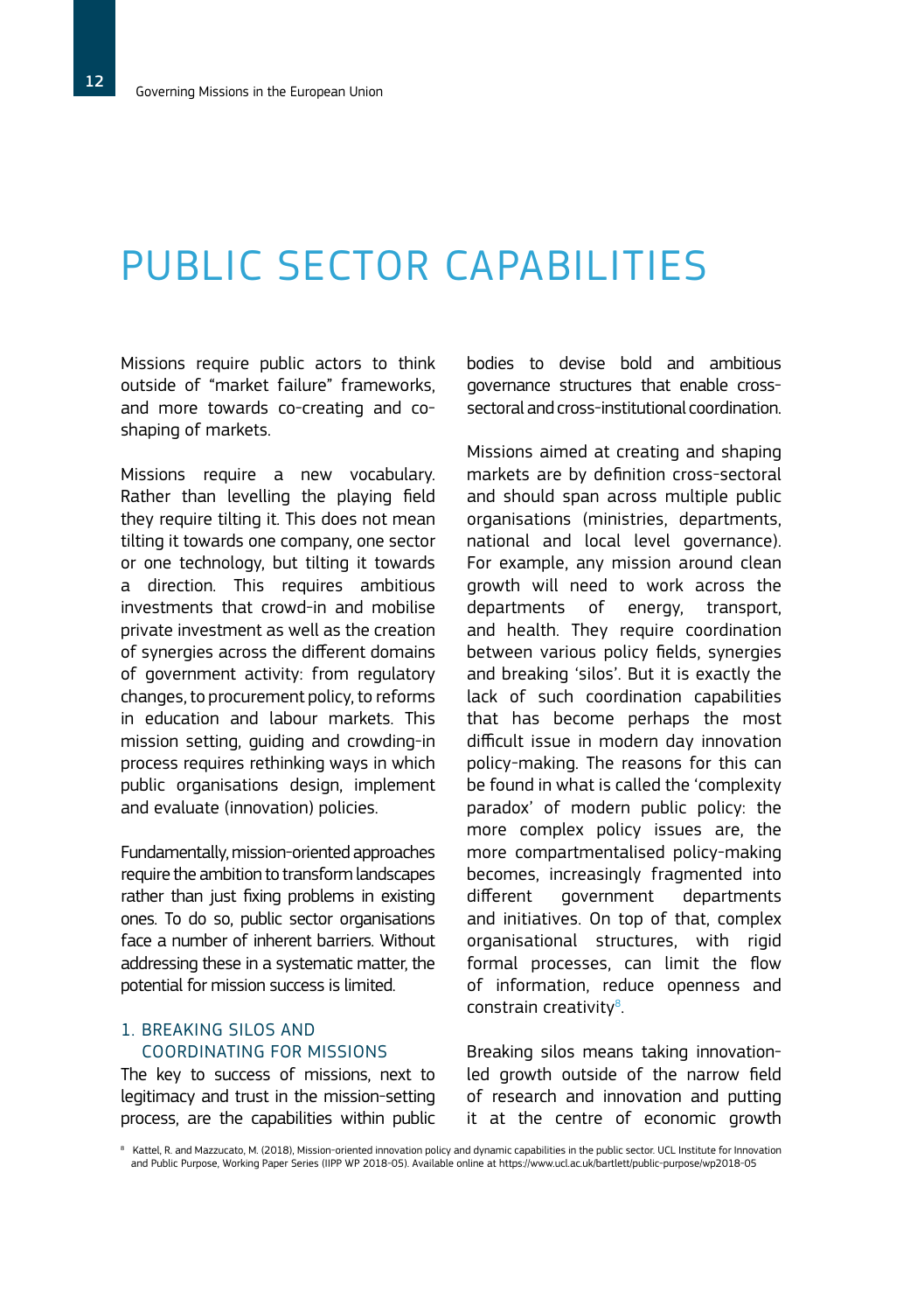# PUBLIC SECTOR CAPABILITIES

Missions require public actors to think outside of "market failure" frameworks, and more towards co-creating and co-shaping of markets.

Missions require a new vocabulary. Rather than levelling the playing field they require tilting it. This does not mean tilting it towards one company, one sector or one technology, but tilting it towards a direction. This requires ambitious investments that crowd-in and mobilise private investment as well as the creation of synergies across the different domains of government activity: from regulatory changes, to procurement policy, to reforms in education and labour markets. This mission setting, guiding and crowding-in process requires rethinking ways in which public organisations design, implement and evaluate (innovation) policies.

Fundamentally, mission-oriented approaches require the ambition to transform landscapes rather than just fixing problems in existing ones. To do so, public sector organisations face a number of inherent barriers. Without addressing these in a systematic matter, the potential for mission success is limited.

## 1. BREAKING SILOS AND COORDINATING FOR MISSIONS

The key to success of missions, next to legitimacy and trust in the mission-setting process, are the capabilities within public bodies to devise bold and ambitious governance structures that enable cross-sectoral and cross-institutional coordination.

Missions aimed at creating and shaping markets are by definition cross-sectoral and should span across multiple public organisations (ministries, departments, national and local level governance). For example, any mission around clean growth will need to work across the departments of energy, transport, and health. They require coordination between various policy fields, synergies and breaking 'silos'. But it is exactly the lack of such coordination capabilities that has become perhaps the most difficult issue in modern day innovation policy-making. The reasons for this can be found in what is called the 'complexity paradox' of modern public policy: the more complex policy issues are, the more compartmentalised policy-making becomes, increasingly fragmented into different government departments and initiatives. On top of that, complex organisational structures, with rigid formal processes, can limit the flow of information, reduce openness and constrain creativity[8].

Breaking silos means taking innovation-led growth outside of the narrow field of research and innovation and putting it at the centre of economic growth

[8] Kattel, R. and Mazzucato, M. (2018), Mission-oriented innovation policy and dynamic capabilities in the public sector. UCL Institute for Innovation and Public Purpose, Working Paper Series (IIPP WP 2018-05). Available online at https://www.ucl.ac.uk/bartlett/public-purpose/wp2018-05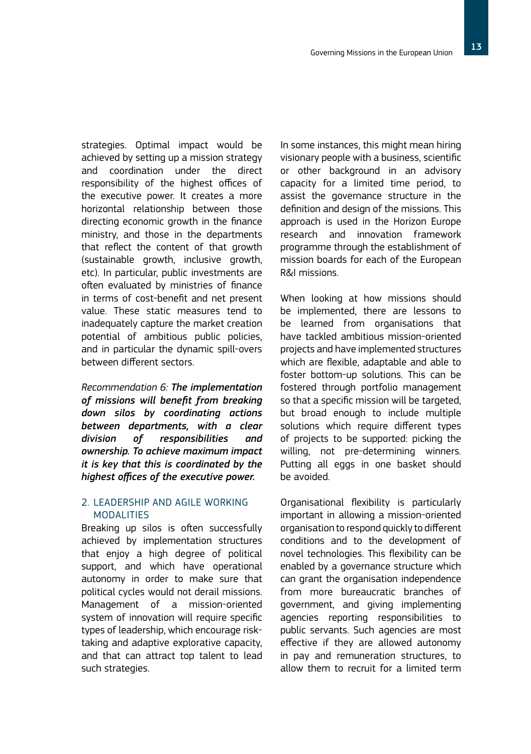strategies. Optimal impact would be achieved by setting up a mission strategy and coordination under the direct responsibility of the highest offices of the executive power. It creates a more horizontal relationship between those directing economic growth in the finance ministry, and those in the departments that reflect the content of that growth (sustainable growth, inclusive growth, etc). In particular, public investments are often evaluated by ministries of finance in terms of cost-benefit and net present value. These static measures tend to inadequately capture the market creation potential of ambitious public policies, and in particular the dynamic spill-overs between different sectors.

*Recommendation 6:* ***The implementation of missions will benefit from breaking down silos by coordinating actions between departments, with a clear division of responsibilities and ownership. To achieve maximum impact it is key that this is coordinated by the highest offices of the executive power.***

## 2. LEADERSHIP AND AGILE WORKING MODALITIES

Breaking up silos is often successfully achieved by implementation structures that enjoy a high degree of political support, and which have operational autonomy in order to make sure that political cycles would not derail missions. Management of a mission-oriented system of innovation will require specific types of leadership, which encourage risk-taking and adaptive explorative capacity, and that can attract top talent to lead such strategies.

In some instances, this might mean hiring visionary people with a business, scientific or other background in an advisory capacity for a limited time period, to assist the governance structure in the definition and design of the missions. This approach is used in the Horizon Europe research and innovation framework programme through the establishment of mission boards for each of the European R&I missions.

When looking at how missions should be implemented, there are lessons to be learned from organisations that have tackled ambitious mission-oriented projects and have implemented structures which are flexible, adaptable and able to foster bottom-up solutions. This can be fostered through portfolio management so that a specific mission will be targeted, but broad enough to include multiple solutions which require different types of projects to be supported: picking the willing, not pre-determining winners. Putting all eggs in one basket should be avoided.

Organisational flexibility is particularly important in allowing a mission-oriented organisation to respond quickly to different conditions and to the development of novel technologies. This flexibility can be enabled by a governance structure which can grant the organisation independence from more bureaucratic branches of government, and giving implementing agencies reporting responsibilities to public servants. Such agencies are most effective if they are allowed autonomy in pay and remuneration structures, to allow them to recruit for a limited term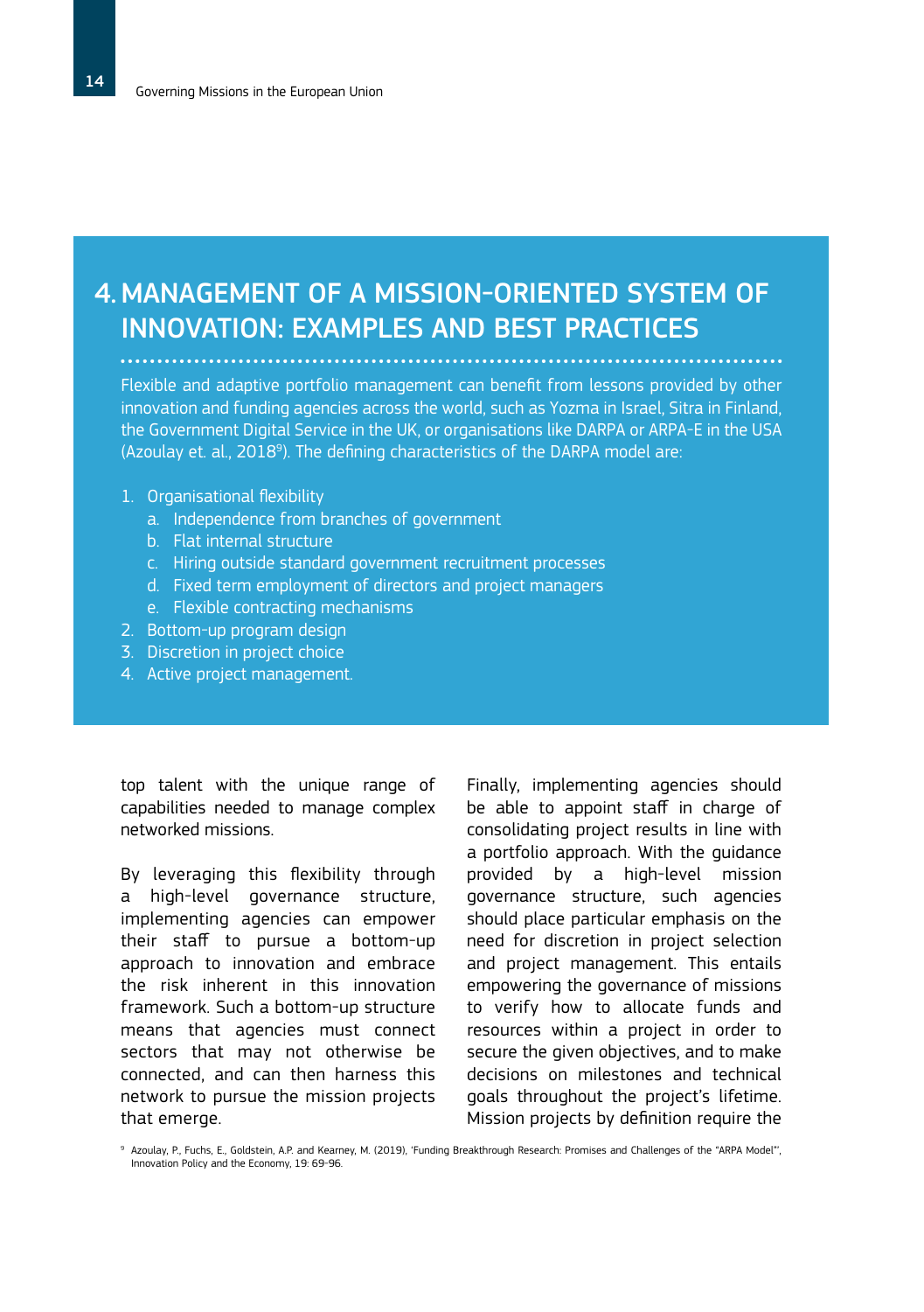# 4. MANAGEMENT OF A MISSION-ORIENTED SYSTEM OF INNOVATION: EXAMPLES AND BEST PRACTICES

Flexible and adaptive portfolio management can benefit from lessons provided by other innovation and funding agencies across the world, such as Yozma in Israel, Sitra in Finland, the Government Digital Service in the UK, or organisations like DARPA or ARPA-E in the USA (Azoulay et. al., 2018[9]). The defining characteristics of the DARPA model are:

1. Organisational flexibility
   a. Independence from branches of government
   b. Flat internal structure
   c. Hiring outside standard government recruitment processes
   d. Fixed term employment of directors and project managers
   e. Flexible contracting mechanisms
2. Bottom-up program design
3. Discretion in project choice
4. Active project management.

top talent with the unique range of capabilities needed to manage complex networked missions.

By leveraging this flexibility through a high-level governance structure, implementing agencies can empower their staff to pursue a bottom-up approach to innovation and embrace the risk inherent in this innovation framework. Such a bottom-up structure means that agencies must connect sectors that may not otherwise be connected, and can then harness this network to pursue the mission projects that emerge.

Finally, implementing agencies should be able to appoint staff in charge of consolidating project results in line with a portfolio approach. With the guidance provided by a high-level mission governance structure, such agencies should place particular emphasis on the need for discretion in project selection and project management. This entails empowering the governance of missions to verify how to allocate funds and resources within a project in order to secure the given objectives, and to make decisions on milestones and technical goals throughout the project's lifetime. Mission projects by definition require the

[9] Azoulay, P., Fuchs, E., Goldstein, A.P. and Kearney, M. (2019), 'Funding Breakthrough Research: Promises and Challenges of the "ARPA Model"', Innovation Policy and the Economy, 19: 69-96.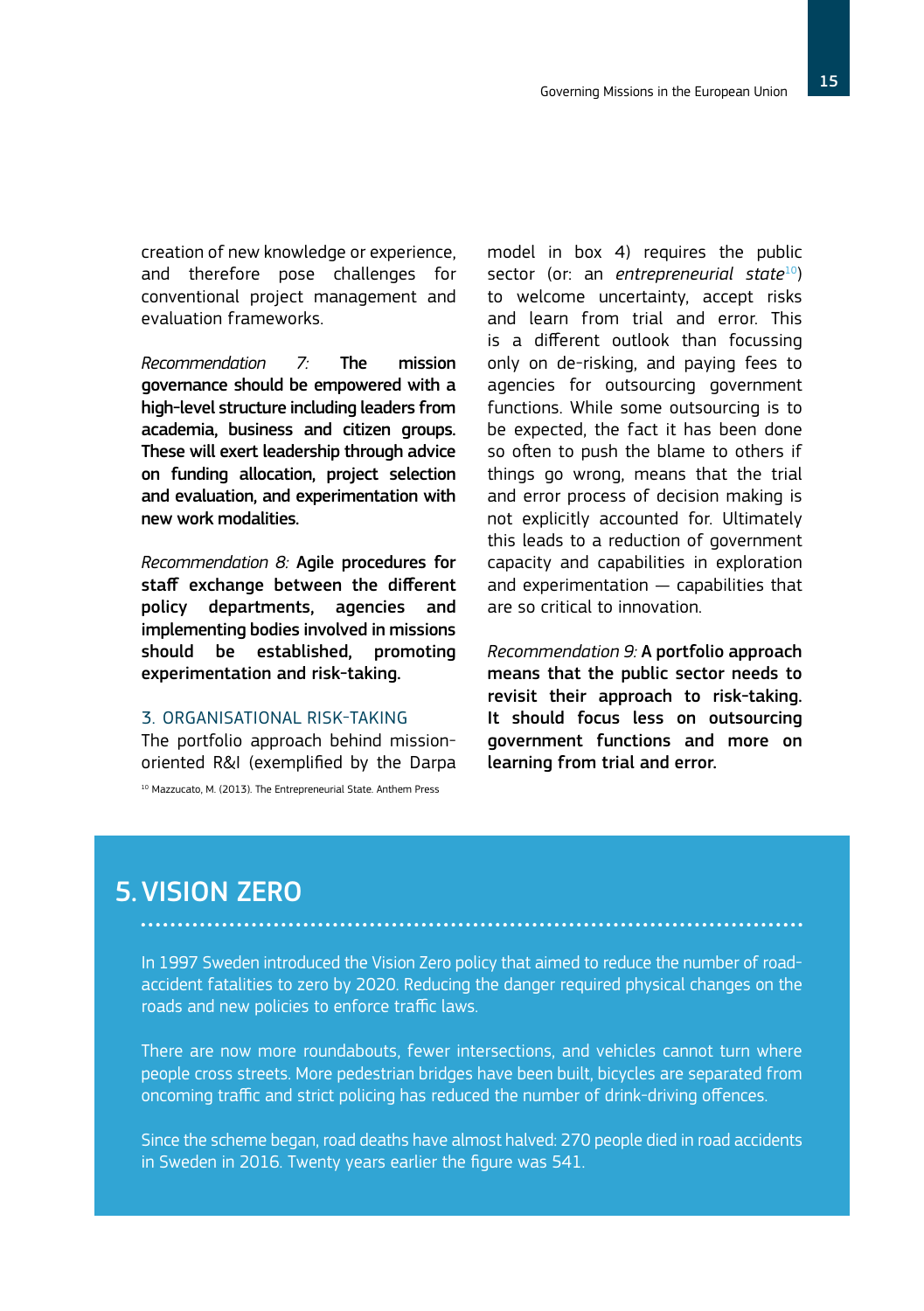creation of new knowledge or experience, and therefore pose challenges for conventional project management and evaluation frameworks.

*Recommendation 7:* **The mission governance should be empowered with a high-level structure including leaders from academia, business and citizen groups. These will exert leadership through advice on funding allocation, project selection and evaluation, and experimentation with new work modalities.**

*Recommendation 8:* **Agile procedures for staff exchange between the different policy departments, agencies and implementing bodies involved in missions should be established, promoting experimentation and risk-taking.**

### 3. ORGANISATIONAL RISK-TAKING

The portfolio approach behind mission-oriented R&I (exemplified by the Darpa model in box 4) requires the public sector (or: an *entrepreneurial state*[10]) to welcome uncertainty, accept risks and learn from trial and error. This is a different outlook than focussing only on de-risking, and paying fees to agencies for outsourcing government functions. While some outsourcing is to be expected, the fact it has been done so often to push the blame to others if things go wrong, means that the trial and error process of decision making is not explicitly accounted for. Ultimately this leads to a reduction of government capacity and capabilities in exploration and experimentation — capabilities that are so critical to innovation.

*Recommendation 9:* **A portfolio approach means that the public sector needs to revisit their approach to risk-taking. It should focus less on outsourcing government functions and more on learning from trial and error.**

[10] Mazzucato, M. (2013). The Entrepreneurial State. Anthem Press

## 5. VISION ZERO

In 1997 Sweden introduced the Vision Zero policy that aimed to reduce the number of road-accident fatalities to zero by 2020. Reducing the danger required physical changes on the roads and new policies to enforce traffic laws.

There are now more roundabouts, fewer intersections, and vehicles cannot turn where people cross streets. More pedestrian bridges have been built, bicycles are separated from oncoming traffic and strict policing has reduced the number of drink-driving offences.

Since the scheme began, road deaths have almost halved: 270 people died in road accidents in Sweden in 2016. Twenty years earlier the figure was 541.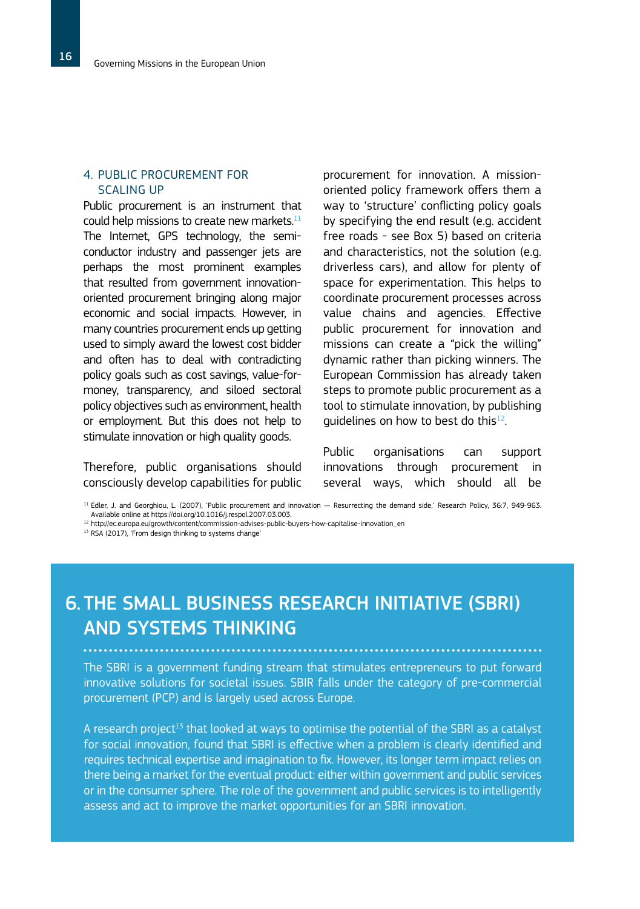### 4. PUBLIC PROCUREMENT FOR SCALING UP

Public procurement is an instrument that could help missions to create new markets.[11] The Internet, GPS technology, the semi-conductor industry and passenger jets are perhaps the most prominent examples that resulted from government innovation-oriented procurement bringing along major economic and social impacts. However, in many countries procurement ends up getting used to simply award the lowest cost bidder and often has to deal with contradicting policy goals such as cost savings, value-for-money, transparency, and siloed sectoral policy objectives such as environment, health or employment. But this does not help to stimulate innovation or high quality goods.

Therefore, public organisations should consciously develop capabilities for public procurement for innovation. A mission-oriented policy framework offers them a way to 'structure' conflicting policy goals by specifying the end result (e.g. accident free roads - see Box 5) based on criteria and characteristics, not the solution (e.g. driverless cars), and allow for plenty of space for experimentation. This helps to coordinate procurement processes across value chains and agencies. Effective public procurement for innovation and missions can create a "pick the willing" dynamic rather than picking winners. The European Commission has already taken steps to promote public procurement as a tool to stimulate innovation, by publishing guidelines on how to best do this[12].

Public organisations can support innovations through procurement in several ways, which should all be

[11] Edler, J. and Georghiou, L. (2007), 'Public procurement and innovation — Resurrecting the demand side,' Research Policy, 36:7, 949-963. Available online at https://doi.org/10.1016/j.respol.2007.03.003.

[12] http://ec.europa.eu/growth/content/commission-advises-public-buyers-how-capitalise-innovation_en

[13] RSA (2017), 'From design thinking to systems change'

## 6. THE SMALL BUSINESS RESEARCH INITIATIVE (SBRI) AND SYSTEMS THINKING

The SBRI is a government funding stream that stimulates entrepreneurs to put forward innovative solutions for societal issues. SBIR falls under the category of pre-commercial procurement (PCP) and is largely used across Europe.

A research project[13] that looked at ways to optimise the potential of the SBRI as a catalyst for social innovation, found that SBRI is effective when a problem is clearly identified and requires technical expertise and imagination to fix. However, its longer term impact relies on there being a market for the eventual product: either within government and public services or in the consumer sphere. The role of the government and public services is to intelligently assess and act to improve the market opportunities for an SBRI innovation.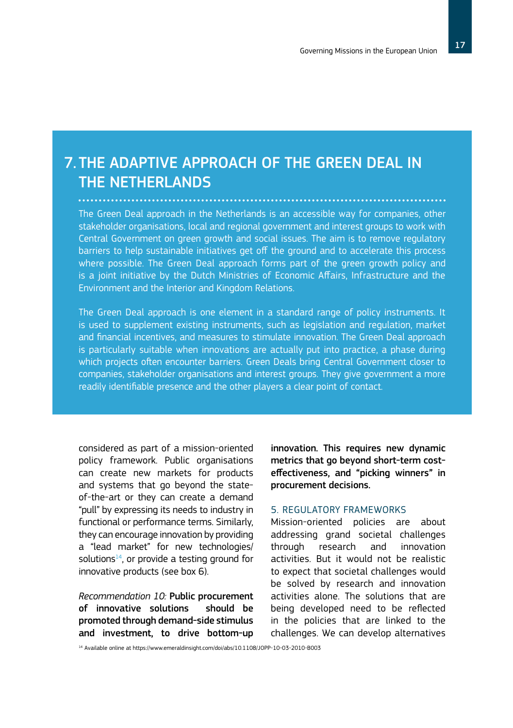## 7. THE ADAPTIVE APPROACH OF THE GREEN DEAL IN THE NETHERLANDS

The Green Deal approach in the Netherlands is an accessible way for companies, other stakeholder organisations, local and regional government and interest groups to work with Central Government on green growth and social issues. The aim is to remove regulatory barriers to help sustainable initiatives get off the ground and to accelerate this process where possible. The Green Deal approach forms part of the green growth policy and is a joint initiative by the Dutch Ministries of Economic Affairs, Infrastructure and the Environment and the Interior and Kingdom Relations.

The Green Deal approach is one element in a standard range of policy instruments. It is used to supplement existing instruments, such as legislation and regulation, market and financial incentives, and measures to stimulate innovation. The Green Deal approach is particularly suitable when innovations are actually put into practice, a phase during which projects often encounter barriers. Green Deals bring Central Government closer to companies, stakeholder organisations and interest groups. They give government a more readily identifiable presence and the other players a clear point of contact.

considered as part of a mission-oriented policy framework. Public organisations can create new markets for products and systems that go beyond the state-of-the-art or they can create a demand "pull" by expressing its needs to industry in functional or performance terms. Similarly, they can encourage innovation by providing a "lead market" for new technologies/solutions[14], or provide a testing ground for innovative products (see box 6).

*Recommendation 10:* **Public procurement of innovative solutions should be promoted through demand-side stimulus and investment, to drive bottom-up innovation. This requires new dynamic metrics that go beyond short-term cost-effectiveness, and "picking winners" in procurement decisions.**

### 5. REGULATORY FRAMEWORKS

Mission-oriented policies are about addressing grand societal challenges through research and innovation activities. But it would not be realistic to expect that societal challenges would be solved by research and innovation activities alone. The solutions that are being developed need to be reflected in the policies that are linked to the challenges. We can develop alternatives

[14] Available online at https://www.emeraldinsight.com/doi/abs/10.1108/JOPP-10-03-2010-B003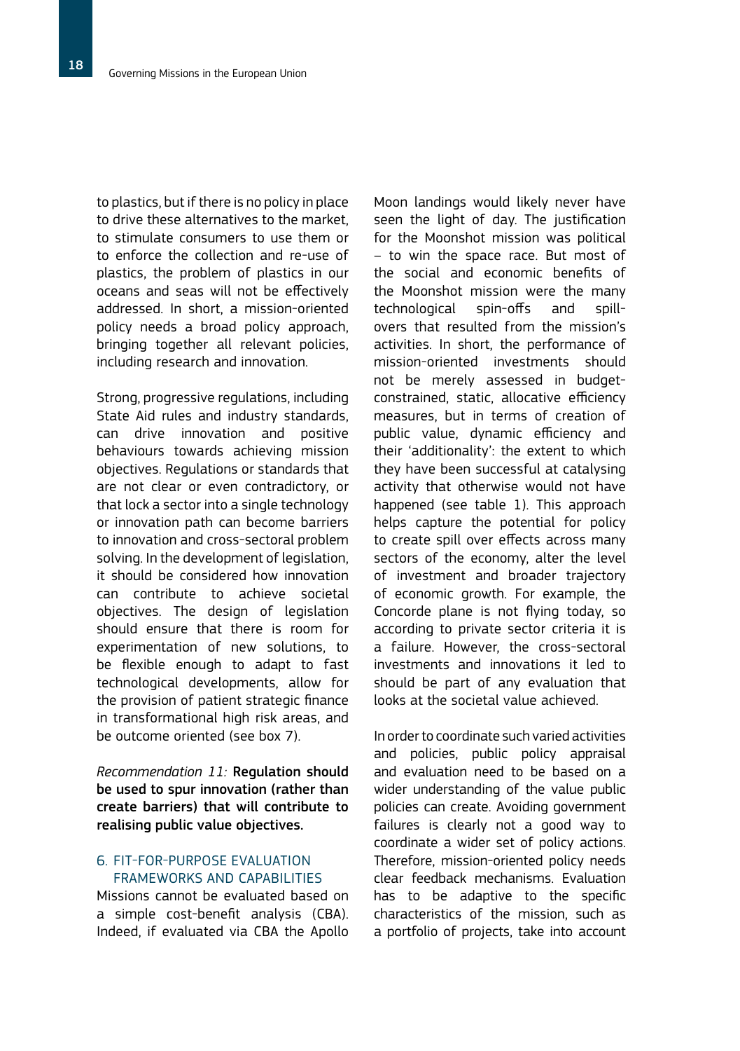to plastics, but if there is no policy in place to drive these alternatives to the market, to stimulate consumers to use them or to enforce the collection and re-use of plastics, the problem of plastics in our oceans and seas will not be effectively addressed. In short, a mission-oriented policy needs a broad policy approach, bringing together all relevant policies, including research and innovation.

Strong, progressive regulations, including State Aid rules and industry standards, can drive innovation and positive behaviours towards achieving mission objectives. Regulations or standards that are not clear or even contradictory, or that lock a sector into a single technology or innovation path can become barriers to innovation and cross-sectoral problem solving. In the development of legislation, it should be considered how innovation can contribute to achieve societal objectives. The design of legislation should ensure that there is room for experimentation of new solutions, to be flexible enough to adapt to fast technological developments, allow for the provision of patient strategic finance in transformational high risk areas, and be outcome oriented (see box 7).

*Recommendation 11:* **Regulation should be used to spur innovation (rather than create barriers) that will contribute to realising public value objectives.**

### 6. FIT-FOR-PURPOSE EVALUATION FRAMEWORKS AND CAPABILITIES

Missions cannot be evaluated based on a simple cost-benefit analysis (CBA). Indeed, if evaluated via CBA the Apollo Moon landings would likely never have seen the light of day. The justification for the Moonshot mission was political – to win the space race. But most of the social and economic benefits of the Moonshot mission were the many technological spin-offs and spill-overs that resulted from the mission's activities. In short, the performance of mission-oriented investments should not be merely assessed in budget-constrained, static, allocative efficiency measures, but in terms of creation of public value, dynamic efficiency and their 'additionality': the extent to which they have been successful at catalysing activity that otherwise would not have happened (see table 1). This approach helps capture the potential for policy to create spill over effects across many sectors of the economy, alter the level of investment and broader trajectory of economic growth. For example, the Concorde plane is not flying today, so according to private sector criteria it is a failure. However, the cross-sectoral investments and innovations it led to should be part of any evaluation that looks at the societal value achieved.

In order to coordinate such varied activities and policies, public policy appraisal and evaluation need to be based on a wider understanding of the value public policies can create. Avoiding government failures is clearly not a good way to coordinate a wider set of policy actions. Therefore, mission-oriented policy needs clear feedback mechanisms. Evaluation has to be adaptive to the specific characteristics of the mission, such as a portfolio of projects, take into account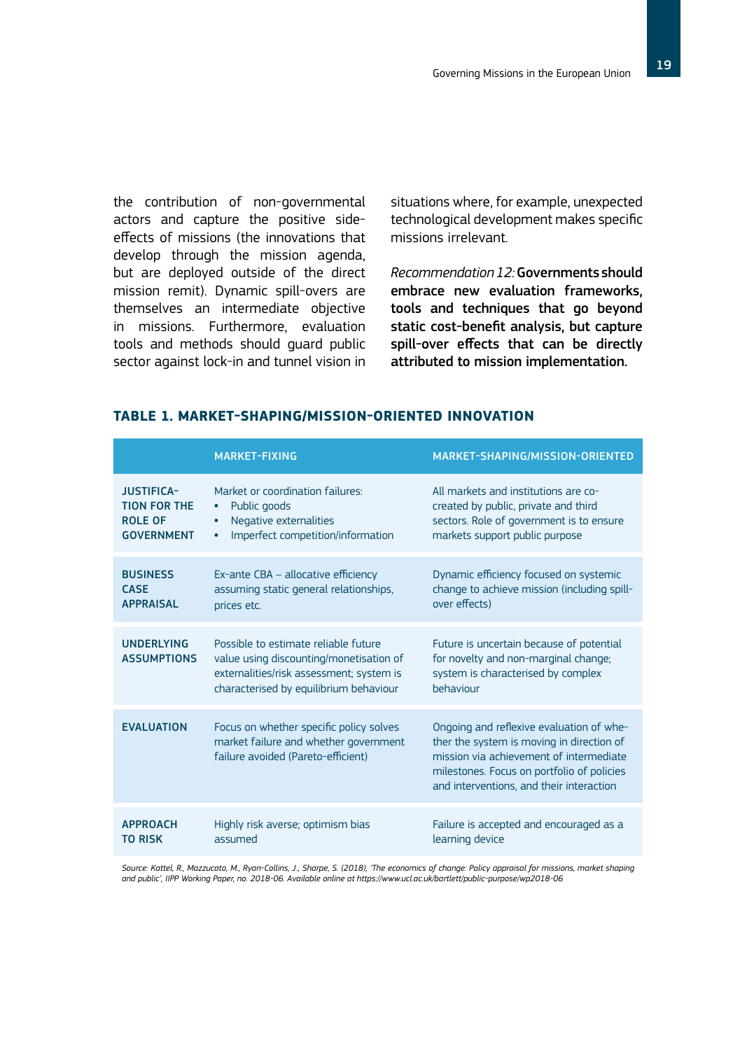the contribution of non-governmental actors and capture the positive side-effects of missions (the innovations that develop through the mission agenda, but are deployed outside of the direct mission remit). Dynamic spill-overs are themselves an intermediate objective in missions. Furthermore, evaluation tools and methods should guard public sector against lock-in and tunnel vision in situations where, for example, unexpected technological development makes specific missions irrelevant.

*Recommendation 12:* **Governments should embrace new evaluation frameworks, tools and techniques that go beyond static cost-benefit analysis, but capture spill-over effects that can be directly attributed to mission implementation.**

### TABLE 1. MARKET-SHAPING/MISSION-ORIENTED INNOVATION

| | MARKET-FIXING | MARKET-SHAPING/MISSION-ORIENTED |
|---|---|---|
| **JUSTIFICATION FOR THE ROLE OF GOVERNMENT** | Market or coordination failures:<br>• Public goods<br>• Negative externalities<br>• Imperfect competition/information | All markets and institutions are co-created by public, private and third sectors. Role of government is to ensure markets support public purpose |
| **BUSINESS CASE APPRAISAL** | Ex-ante CBA – allocative efficiency assuming static general relationships, prices etc. | Dynamic efficiency focused on systemic change to achieve mission (including spill-over effects) |
| **UNDERLYING ASSUMPTIONS** | Possible to estimate reliable future value using discounting/monetisation of externalities/risk assessment; system is characterised by equilibrium behaviour | Future is uncertain because of potential for novelty and non-marginal change; system is characterised by complex behaviour |
| **EVALUATION** | Focus on whether specific policy solves market failure and whether government failure avoided (Pareto-efficient) | Ongoing and reflexive evaluation of whether the system is moving in direction of mission via achievement of intermediate milestones. Focus on portfolio of policies and interventions, and their interaction |
| **APPROACH TO RISK** | Highly risk averse; optimism bias assumed | Failure is accepted and encouraged as a learning device |

*Source: Kattel, R., Mazzucato, M., Ryan-Collins, J., Sharpe, S. (2018), 'The economics of change: Policy appraisal for missions, market shaping and public', IIPP Working Paper, no. 2018-06. Available online at https://www.ucl.ac.uk/bartlett/public-purpose/wp2018-06*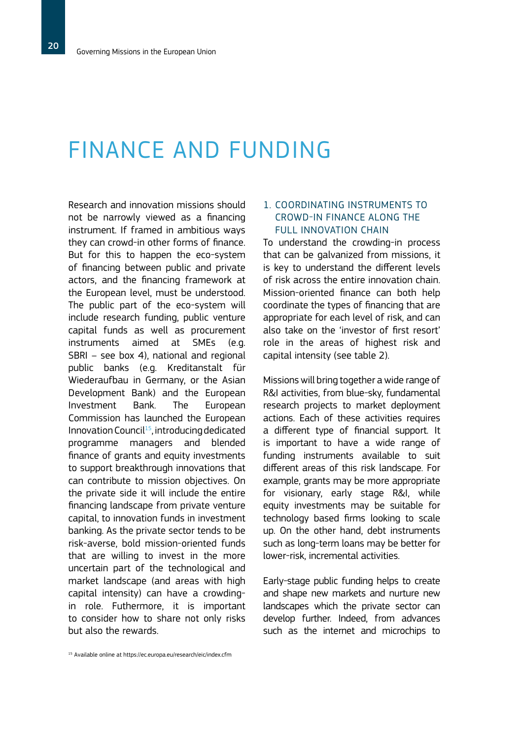# FINANCE AND FUNDING

Research and innovation missions should not be narrowly viewed as a financing instrument. If framed in ambitious ways they can crowd-in other forms of finance. But for this to happen the eco-system of financing between public and private actors, and the financing framework at the European level, must be understood. The public part of the eco-system will include research funding, public venture capital funds as well as procurement instruments aimed at SMEs (e.g. SBRI – see box 4), national and regional public banks (e.g. Kreditanstalt für Wiederaufbau in Germany, or the Asian Development Bank) and the European Investment Bank. The European Commission has launched the European Innovation Council[15], introducing dedicated programme managers and blended finance of grants and equity investments to support breakthrough innovations that can contribute to mission objectives. On the private side it will include the entire financing landscape from private venture capital, to innovation funds in investment banking. As the private sector tends to be risk-averse, bold mission-oriented funds that are willing to invest in the more uncertain part of the technological and market landscape (and areas with high capital intensity) can have a crowding-in role. Futhermore, it is important to consider how to share not only risks but also the rewards.

## 1. COORDINATING INSTRUMENTS TO CROWD-IN FINANCE ALONG THE FULL INNOVATION CHAIN

To understand the crowding-in process that can be galvanized from missions, it is key to understand the different levels of risk across the entire innovation chain. Mission-oriented finance can both help coordinate the types of financing that are appropriate for each level of risk, and can also take on the 'investor of first resort' role in the areas of highest risk and capital intensity (see table 2).

Missions will bring together a wide range of R&I activities, from blue-sky, fundamental research projects to market deployment actions. Each of these activities requires a different type of financial support. It is important to have a wide range of funding instruments available to suit different areas of this risk landscape. For example, grants may be more appropriate for visionary, early stage R&I, while equity investments may be suitable for technology based firms looking to scale up. On the other hand, debt instruments such as long-term loans may be better for lower-risk, incremental activities.

Early-stage public funding helps to create and shape new markets and nurture new landscapes which the private sector can develop further. Indeed, from advances such as the internet and microchips to

[15] Available online at https://ec.europa.eu/research/eic/index.cfm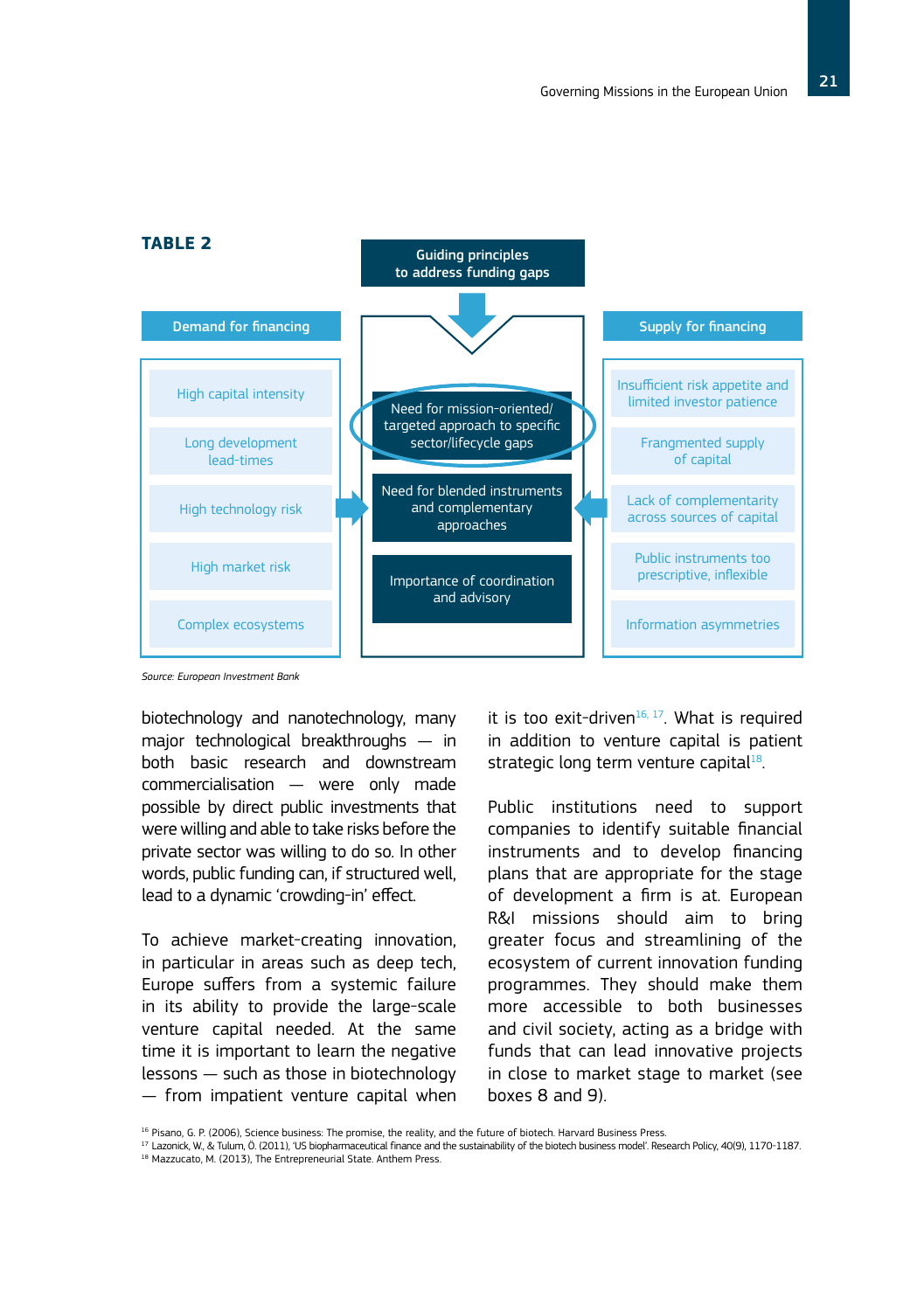**TABLE 2**

| Demand for financing | Guiding principles to address funding gaps | Supply for financing |
|---|---|---|
| High capital intensity | Need for mission-oriented/ targeted approach to specific sector/lifecycle gaps | Insufficient risk appetite and limited investor patience |
| Long development lead-times | Need for blended instruments and complementary approaches | Frangmented supply of capital |
| High technology risk | Importance of coordination and advisory | Lack of complementarity across sources of capital |
| High market risk | | Public instruments too prescriptive, inflexible |
| Complex ecosystems | | Information asymmetries |

*Source: European Investment Bank*

biotechnology and nanotechnology, many major technological breakthroughs — in both basic research and downstream commercialisation — were only made possible by direct public investments that were willing and able to take risks before the private sector was willing to do so. In other words, public funding can, if structured well, lead to a dynamic 'crowding-in' effect.

To achieve market-creating innovation, in particular in areas such as deep tech, Europe suffers from a systemic failure in its ability to provide the large-scale venture capital needed. At the same time it is important to learn the negative lessons — such as those in biotechnology — from impatient venture capital when it is too exit-driven[16, 17]. What is required in addition to venture capital is patient strategic long term venture capital[18].

Public institutions need to support companies to identify suitable financial instruments and to develop financing plans that are appropriate for the stage of development a firm is at. European R&I missions should aim to bring greater focus and streamlining of the ecosystem of current innovation funding programmes. They should make them more accessible to both businesses and civil society, acting as a bridge with funds that can lead innovative projects in close to market stage to market (see boxes 8 and 9).

[16] Pisano, G. P. (2006), Science business: The promise, the reality, and the future of biotech. Harvard Business Press.
[17] Lazonick, W., & Tulum, Ö. (2011), 'US biopharmaceutical finance and the sustainability of the biotech business model'. Research Policy, 40(9), 1170-1187.
[18] Mazzucato, M. (2013), The Entrepreneurial State. Anthem Press.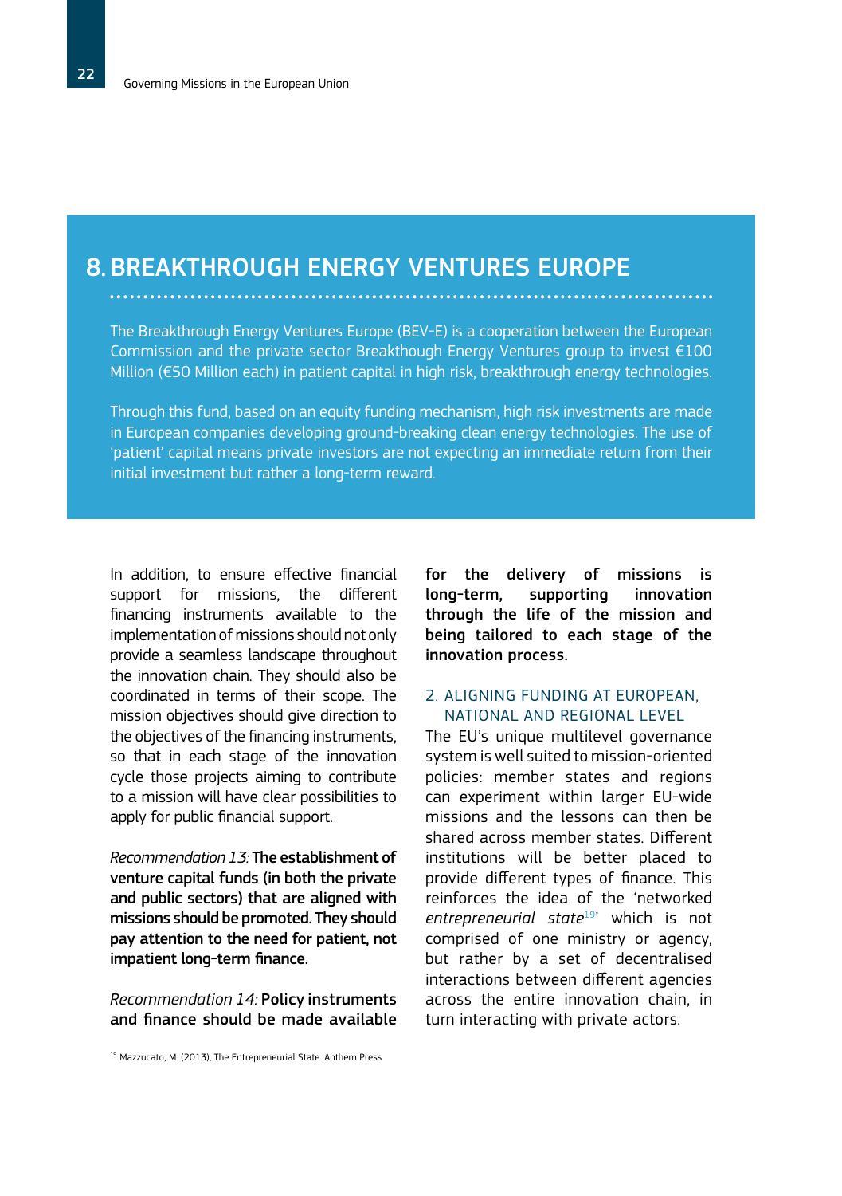## 8. BREAKTHROUGH ENERGY VENTURES EUROPE

The Breakthrough Energy Ventures Europe (BEV-E) is a cooperation between the European Commission and the private sector Breakthough Energy Ventures group to invest €100 Million (€50 Million each) in patient capital in high risk, breakthrough energy technologies.

Through this fund, based on an equity funding mechanism, high risk investments are made in European companies developing ground-breaking clean energy technologies. The use of 'patient' capital means private investors are not expecting an immediate return from their initial investment but rather a long-term reward.

In addition, to ensure effective financial support for missions, the different financing instruments available to the implementation of missions should not only provide a seamless landscape throughout the innovation chain. They should also be coordinated in terms of their scope. The mission objectives should give direction to the objectives of the financing instruments, so that in each stage of the innovation cycle those projects aiming to contribute to a mission will have clear possibilities to apply for public financial support.

*Recommendation 13:* **The establishment of venture capital funds (in both the private and public sectors) that are aligned with missions should be promoted. They should pay attention to the need for patient, not impatient long-term finance.**

*Recommendation 14:* **Policy instruments and finance should be made available for the delivery of missions is long-term, supporting innovation through the life of the mission and being tailored to each stage of the innovation process.**

### 2. ALIGNING FUNDING AT EUROPEAN, NATIONAL AND REGIONAL LEVEL

The EU's unique multilevel governance system is well suited to mission-oriented policies: member states and regions can experiment within larger EU-wide missions and the lessons can then be shared across member states. Different institutions will be better placed to provide different types of finance. This reinforces the idea of the 'networked *entrepreneurial state*[19]' which is not comprised of one ministry or agency, but rather by a set of decentralised interactions between different agencies across the entire innovation chain, in turn interacting with private actors.

[19] Mazzucato, M. (2013), The Entrepreneurial State. Anthem Press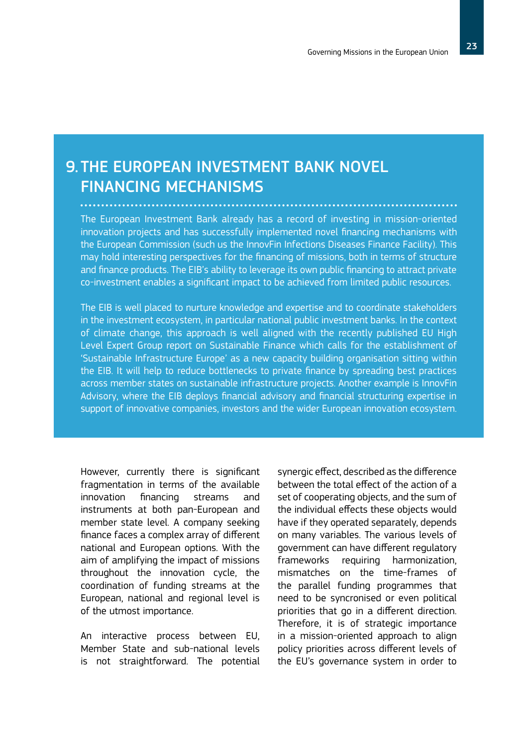# 9. THE EUROPEAN INVESTMENT BANK NOVEL FINANCING MECHANISMS

The European Investment Bank already has a record of investing in mission-oriented innovation projects and has successfully implemented novel financing mechanisms with the European Commission (such us the InnovFin Infections Diseases Finance Facility). This may hold interesting perspectives for the financing of missions, both in terms of structure and finance products. The EIB's ability to leverage its own public financing to attract private co-investment enables a significant impact to be achieved from limited public resources.

The EIB is well placed to nurture knowledge and expertise and to coordinate stakeholders in the investment ecosystem, in particular national public investment banks. In the context of climate change, this approach is well aligned with the recently published EU High Level Expert Group report on Sustainable Finance which calls for the establishment of 'Sustainable Infrastructure Europe' as a new capacity building organisation sitting within the EIB. It will help to reduce bottlenecks to private finance by spreading best practices across member states on sustainable infrastructure projects. Another example is InnovFin Advisory, where the EIB deploys financial advisory and financial structuring expertise in support of innovative companies, investors and the wider European innovation ecosystem.

However, currently there is significant fragmentation in terms of the available innovation financing streams and instruments at both pan-European and member state level. A company seeking finance faces a complex array of different national and European options. With the aim of amplifying the impact of missions throughout the innovation cycle, the coordination of funding streams at the European, national and regional level is of the utmost importance.

An interactive process between EU, Member State and sub-national levels is not straightforward. The potential synergic effect, described as the difference between the total effect of the action of a set of cooperating objects, and the sum of the individual effects these objects would have if they operated separately, depends on many variables. The various levels of government can have different regulatory frameworks requiring harmonization, mismatches on the time-frames of the parallel funding programmes that need to be syncronised or even political priorities that go in a different direction. Therefore, it is of strategic importance in a mission-oriented approach to align policy priorities across different levels of the EU's governance system in order to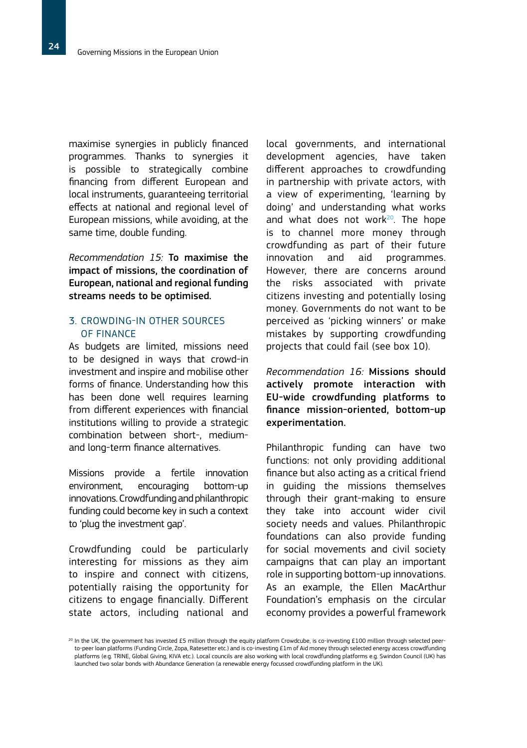maximise synergies in publicly financed programmes. Thanks to synergies it is possible to strategically combine financing from different European and local instruments, guaranteeing territorial effects at national and regional level of European missions, while avoiding, at the same time, double funding.

*Recommendation 15:* **To maximise the impact of missions, the coordination of European, national and regional funding streams needs to be optimised.**

## 3. CROWDING-IN OTHER SOURCES OF FINANCE

As budgets are limited, missions need to be designed in ways that crowd-in investment and inspire and mobilise other forms of finance. Understanding how this has been done well requires learning from different experiences with financial institutions willing to provide a strategic combination between short-, medium- and long-term finance alternatives.

Missions provide a fertile innovation environment, encouraging bottom-up innovations. Crowdfunding and philanthropic funding could become key in such a context to 'plug the investment gap'.

Crowdfunding could be particularly interesting for missions as they aim to inspire and connect with citizens, potentially raising the opportunity for citizens to engage financially. Different state actors, including national and local governments, and international development agencies, have taken different approaches to crowdfunding in partnership with private actors, with a view of experimenting, 'learning by doing' and understanding what works and what does not work[20]. The hope is to channel more money through crowdfunding as part of their future innovation and aid programmes. However, there are concerns around the risks associated with private citizens investing and potentially losing money. Governments do not want to be perceived as 'picking winners' or make mistakes by supporting crowdfunding projects that could fail (see box 10).

*Recommendation 16:* **Missions should actively promote interaction with EU-wide crowdfunding platforms to finance mission-oriented, bottom-up experimentation.**

Philanthropic funding can have two functions: not only providing additional finance but also acting as a critical friend in guiding the missions themselves through their grant-making to ensure they take into account wider civil society needs and values. Philanthropic foundations can also provide funding for social movements and civil society campaigns that can play an important role in supporting bottom-up innovations. As an example, the Ellen MacArthur Foundation's emphasis on the circular economy provides a powerful framework

[20] In the UK, the government has invested £5 million through the equity platform Crowdcube, is co-investing £100 million through selected peer-to-peer loan platforms (Funding Circle, Zopa, Ratesetter etc.) and is co-investing £1m of Aid money through selected energy access crowdfunding platforms (e.g. TRINE, Global Giving, KIVA etc.). Local councils are also working with local crowdfunding platforms e.g. Swindon Council (UK) has launched two solar bonds with Abundance Generation (a renewable energy focussed crowdfunding platform in the UK).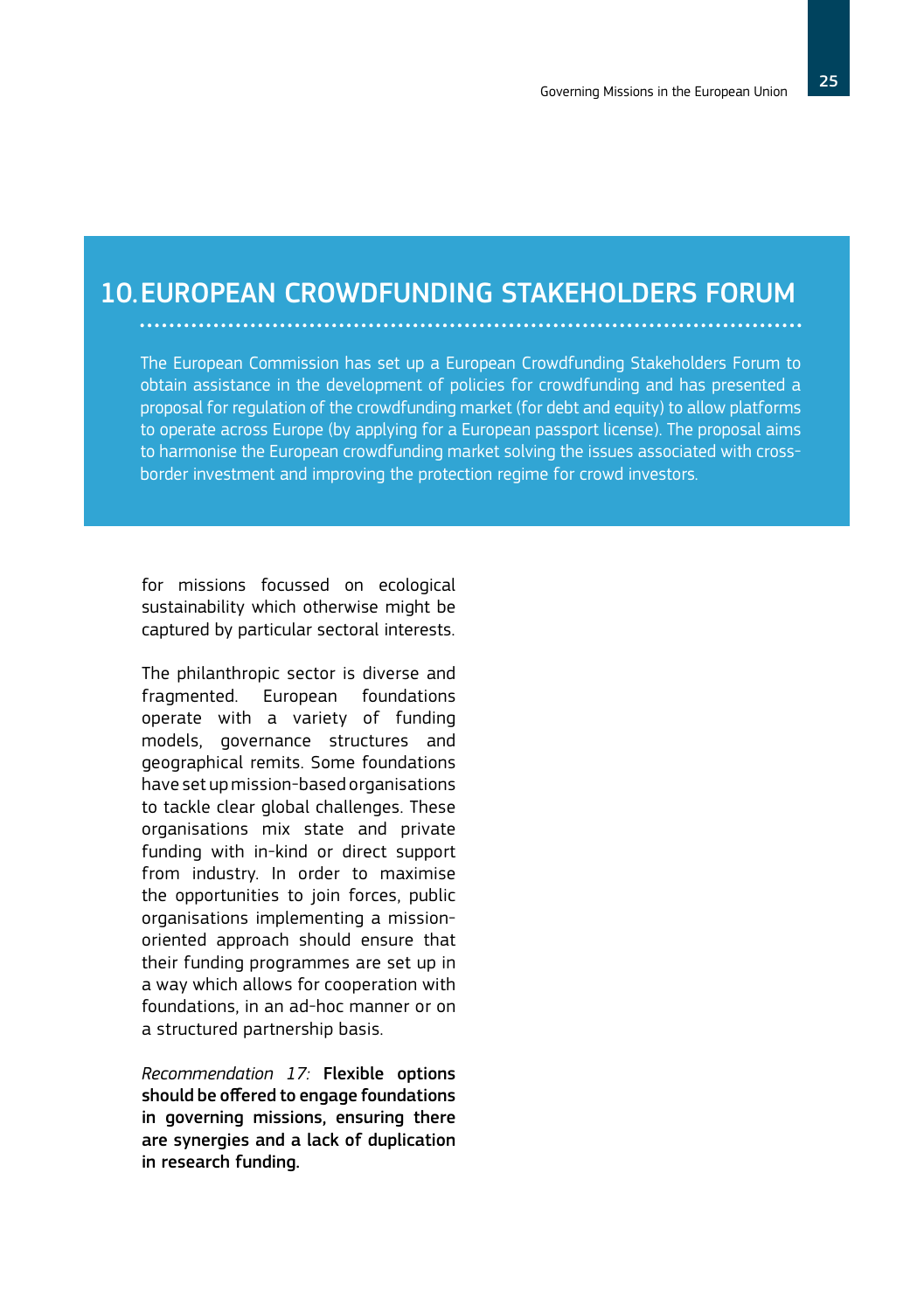## 10. EUROPEAN CROWDFUNDING STAKEHOLDERS FORUM

The European Commission has set up a European Crowdfunding Stakeholders Forum to obtain assistance in the development of policies for crowdfunding and has presented a proposal for regulation of the crowdfunding market (for debt and equity) to allow platforms to operate across Europe (by applying for a European passport license). The proposal aims to harmonise the European crowdfunding market solving the issues associated with cross-border investment and improving the protection regime for crowd investors.

for missions focussed on ecological sustainability which otherwise might be captured by particular sectoral interests.

The philanthropic sector is diverse and fragmented. European foundations operate with a variety of funding models, governance structures and geographical remits. Some foundations have set up mission-based organisations to tackle clear global challenges. These organisations mix state and private funding with in-kind or direct support from industry. In order to maximise the opportunities to join forces, public organisations implementing a mission-oriented approach should ensure that their funding programmes are set up in a way which allows for cooperation with foundations, in an ad-hoc manner or on a structured partnership basis.

*Recommendation 17:* **Flexible options should be offered to engage foundations in governing missions, ensuring there are synergies and a lack of duplication in research funding.**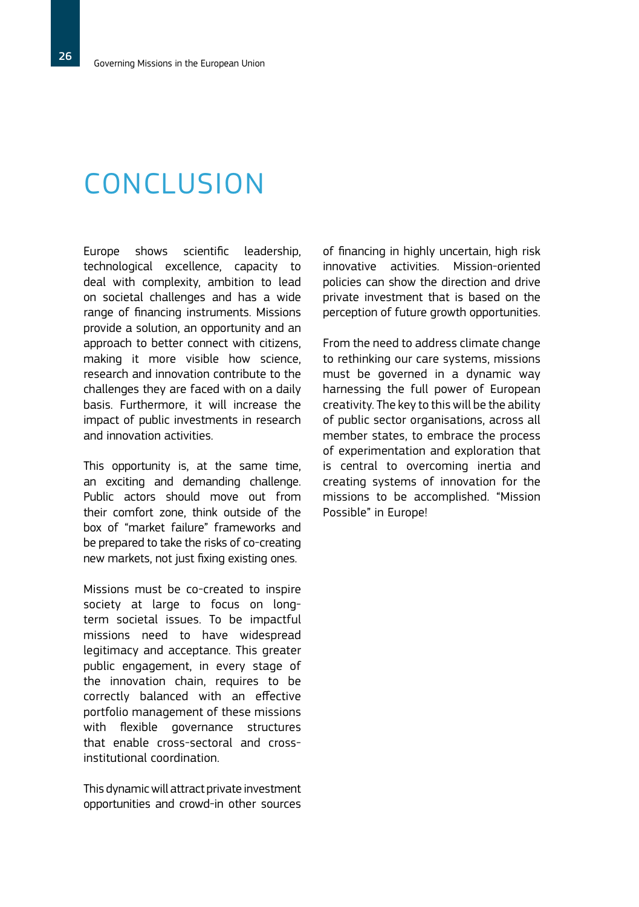# CONCLUSION

Europe shows scientific leadership, technological excellence, capacity to deal with complexity, ambition to lead on societal challenges and has a wide range of financing instruments. Missions provide a solution, an opportunity and an approach to better connect with citizens, making it more visible how science, research and innovation contribute to the challenges they are faced with on a daily basis. Furthermore, it will increase the impact of public investments in research and innovation activities.

This opportunity is, at the same time, an exciting and demanding challenge. Public actors should move out from their comfort zone, think outside of the box of "market failure" frameworks and be prepared to take the risks of co-creating new markets, not just fixing existing ones.

Missions must be co-created to inspire society at large to focus on long-term societal issues. To be impactful missions need to have widespread legitimacy and acceptance. This greater public engagement, in every stage of the innovation chain, requires to be correctly balanced with an effective portfolio management of these missions with flexible governance structures that enable cross-sectoral and cross-institutional coordination.

This dynamic will attract private investment opportunities and crowd-in other sources of financing in highly uncertain, high risk innovative activities. Mission-oriented policies can show the direction and drive private investment that is based on the perception of future growth opportunities.

From the need to address climate change to rethinking our care systems, missions must be governed in a dynamic way harnessing the full power of European creativity. The key to this will be the ability of public sector organisations, across all member states, to embrace the process of experimentation and exploration that is central to overcoming inertia and creating systems of innovation for the missions to be accomplished. "Mission Possible" in Europe!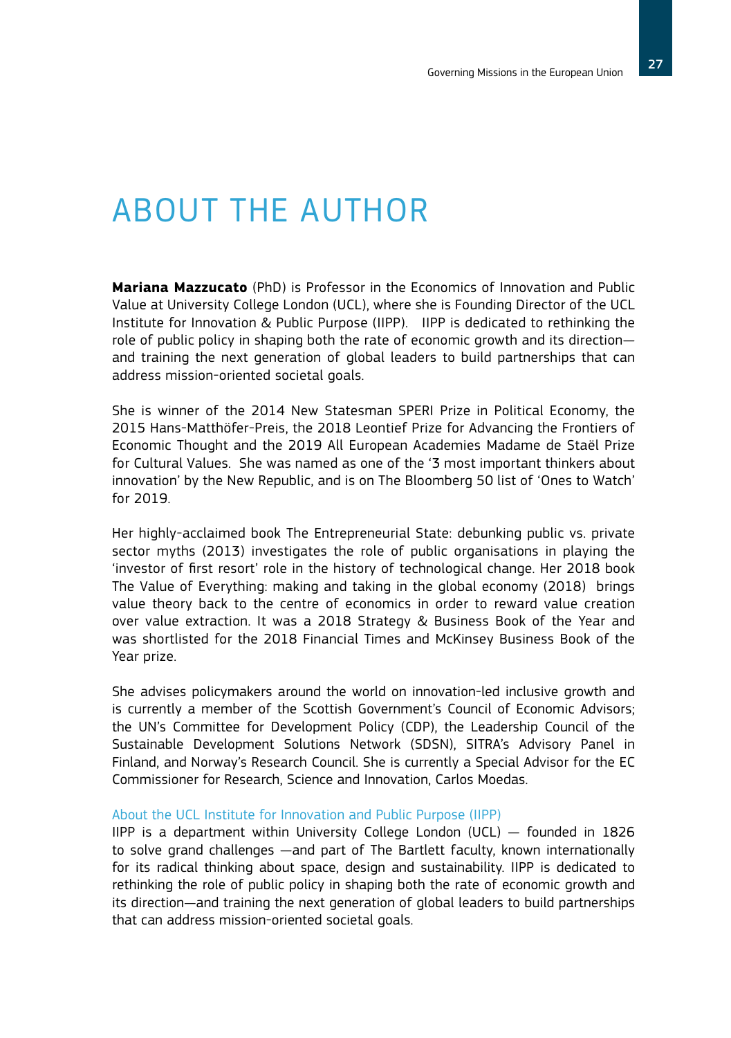# ABOUT THE AUTHOR

**Mariana Mazzucato** (PhD) is Professor in the Economics of Innovation and Public Value at University College London (UCL), where she is Founding Director of the UCL Institute for Innovation & Public Purpose (IIPP). IIPP is dedicated to rethinking the role of public policy in shaping both the rate of economic growth and its direction—and training the next generation of global leaders to build partnerships that can address mission-oriented societal goals.

She is winner of the 2014 New Statesman SPERI Prize in Political Economy, the 2015 Hans-Matthöfer-Preis, the 2018 Leontief Prize for Advancing the Frontiers of Economic Thought and the 2019 All European Academies Madame de Staël Prize for Cultural Values. She was named as one of the '3 most important thinkers about innovation' by the New Republic, and is on The Bloomberg 50 list of 'Ones to Watch' for 2019.

Her highly-acclaimed book The Entrepreneurial State: debunking public vs. private sector myths (2013) investigates the role of public organisations in playing the 'investor of first resort' role in the history of technological change. Her 2018 book The Value of Everything: making and taking in the global economy (2018) brings value theory back to the centre of economics in order to reward value creation over value extraction. It was a 2018 Strategy & Business Book of the Year and was shortlisted for the 2018 Financial Times and McKinsey Business Book of the Year prize.

She advises policymakers around the world on innovation-led inclusive growth and is currently a member of the Scottish Government's Council of Economic Advisors; the UN's Committee for Development Policy (CDP), the Leadership Council of the Sustainable Development Solutions Network (SDSN), SITRA's Advisory Panel in Finland, and Norway's Research Council. She is currently a Special Advisor for the EC Commissioner for Research, Science and Innovation, Carlos Moedas.

### About the UCL Institute for Innovation and Public Purpose (IIPP)

IIPP is a department within University College London (UCL) — founded in 1826 to solve grand challenges —and part of The Bartlett faculty, known internationally for its radical thinking about space, design and sustainability. IIPP is dedicated to rethinking the role of public policy in shaping both the rate of economic growth and its direction—and training the next generation of global leaders to build partnerships that can address mission-oriented societal goals.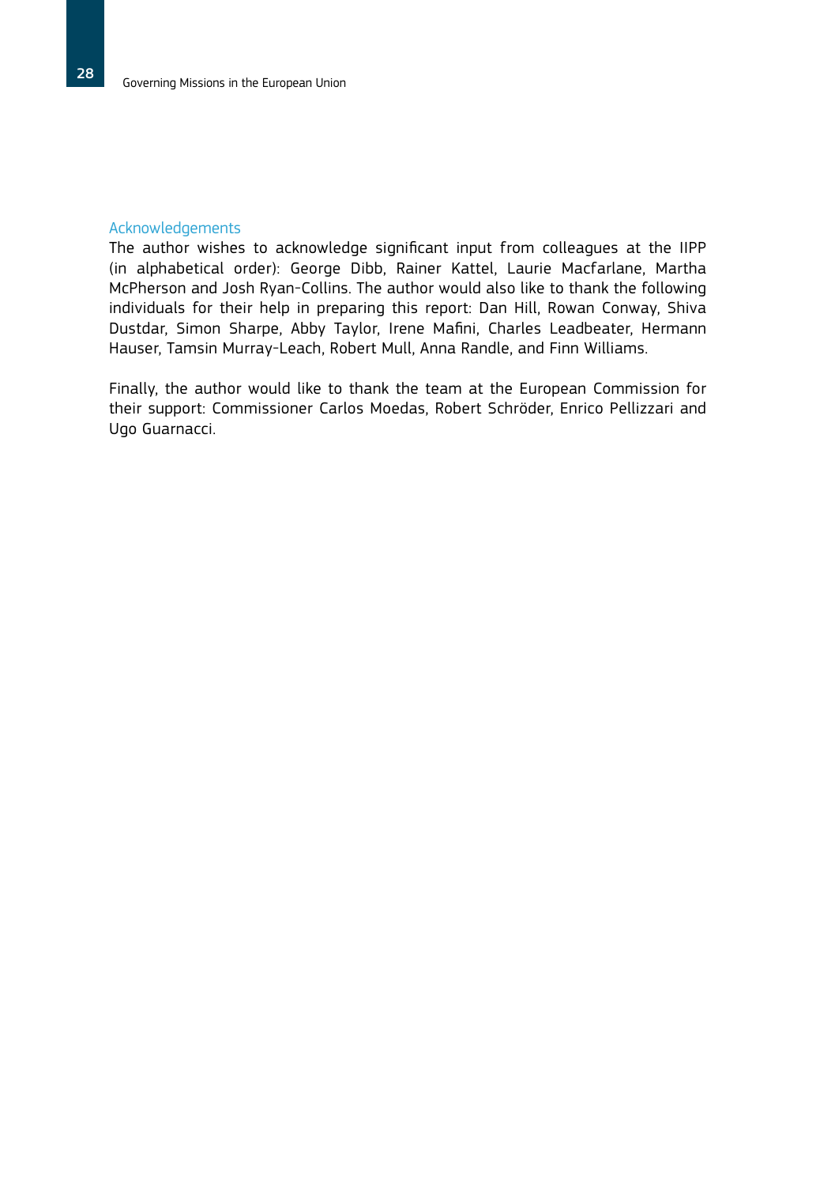## Acknowledgements

The author wishes to acknowledge significant input from colleagues at the IIPP (in alphabetical order): George Dibb, Rainer Kattel, Laurie Macfarlane, Martha McPherson and Josh Ryan-Collins. The author would also like to thank the following individuals for their help in preparing this report: Dan Hill, Rowan Conway, Shiva Dustdar, Simon Sharpe, Abby Taylor, Irene Mafini, Charles Leadbeater, Hermann Hauser, Tamsin Murray-Leach, Robert Mull, Anna Randle, and Finn Williams.

Finally, the author would like to thank the team at the European Commission for their support: Commissioner Carlos Moedas, Robert Schröder, Enrico Pellizzari and Ugo Guarnacci.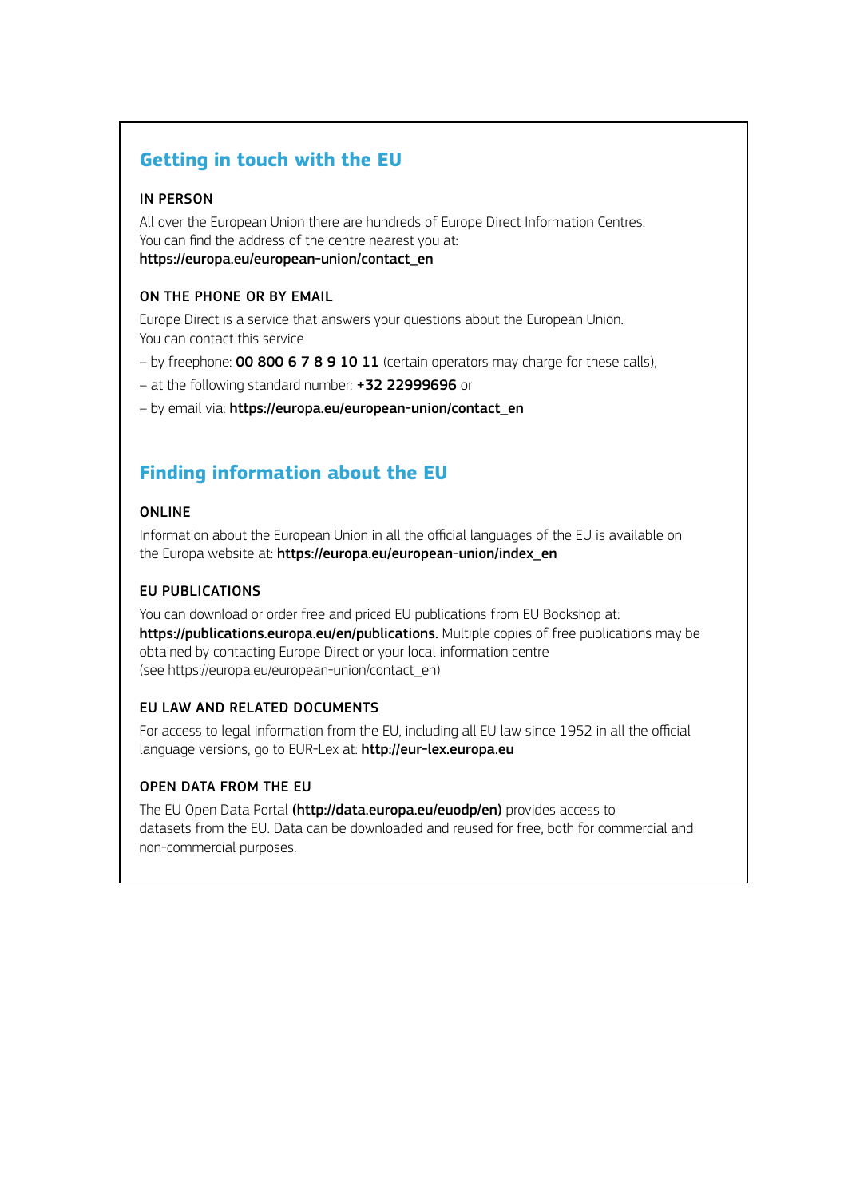## Getting in touch with the EU

### IN PERSON

All over the European Union there are hundreds of Europe Direct Information Centres. You can find the address of the centre nearest you at: **https://europa.eu/european-union/contact_en**

### ON THE PHONE OR BY EMAIL

Europe Direct is a service that answers your questions about the European Union. You can contact this service

– by freephone: **00 800 6 7 8 9 10 11** (certain operators may charge for these calls),

– at the following standard number: **+32 22999696** or

– by email via: **https://europa.eu/european-union/contact_en**

## Finding information about the EU

### ONLINE

Information about the European Union in all the official languages of the EU is available on the Europa website at: **https://europa.eu/european-union/index_en**

### EU PUBLICATIONS

You can download or order free and priced EU publications from EU Bookshop at: **https://publications.europa.eu/en/publications.** Multiple copies of free publications may be obtained by contacting Europe Direct or your local information centre (see https://europa.eu/european-union/contact_en)

### EU LAW AND RELATED DOCUMENTS

For access to legal information from the EU, including all EU law since 1952 in all the official language versions, go to EUR-Lex at: **http://eur-lex.europa.eu**

### OPEN DATA FROM THE EU

The EU Open Data Portal **(http://data.europa.eu/euodp/en)** provides access to datasets from the EU. Data can be downloaded and reused for free, both for commercial and non-commercial purposes.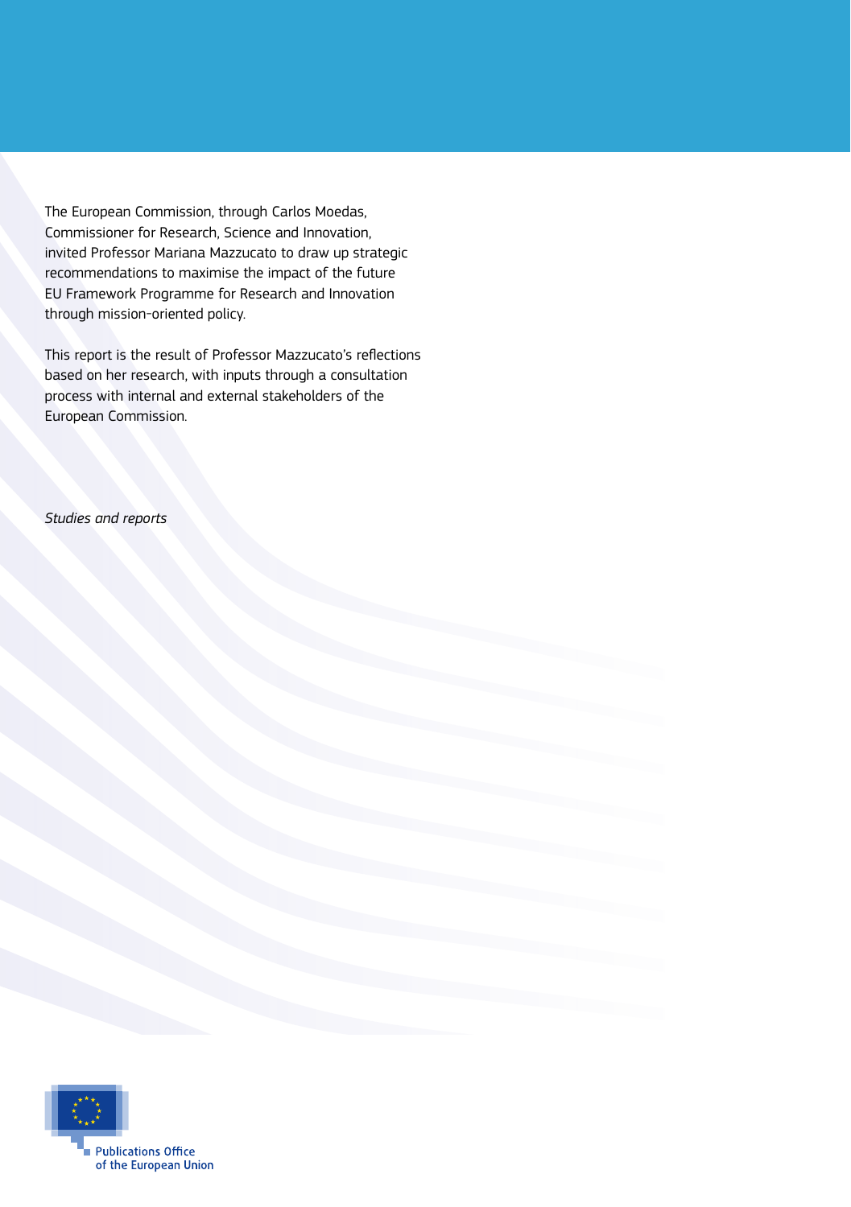The European Commission, through Carlos Moedas, Commissioner for Research, Science and Innovation, invited Professor Mariana Mazzucato to draw up strategic recommendations to maximise the impact of the future EU Framework Programme for Research and Innovation through mission-oriented policy.

This report is the result of Professor Mazzucato's reflections based on her research, with inputs through a consultation process with internal and external stakeholders of the European Commission.

*Studies and reports*

Publications Office
of the European Union